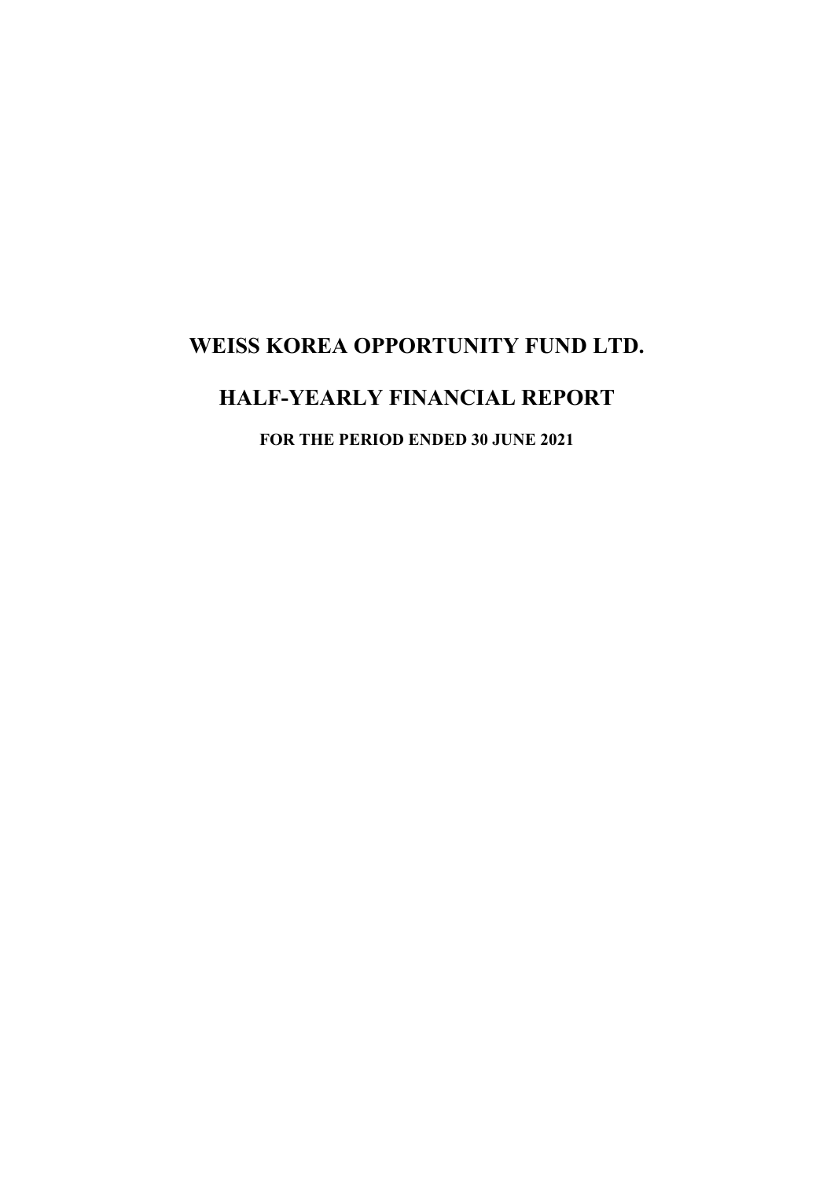# WEISS KOREA OPPORTUNITY FUND LTD.

# HALF-YEARLY FINANCIAL REPORT

**FOR THE PERIOD ENDED 30 JUNE 2021**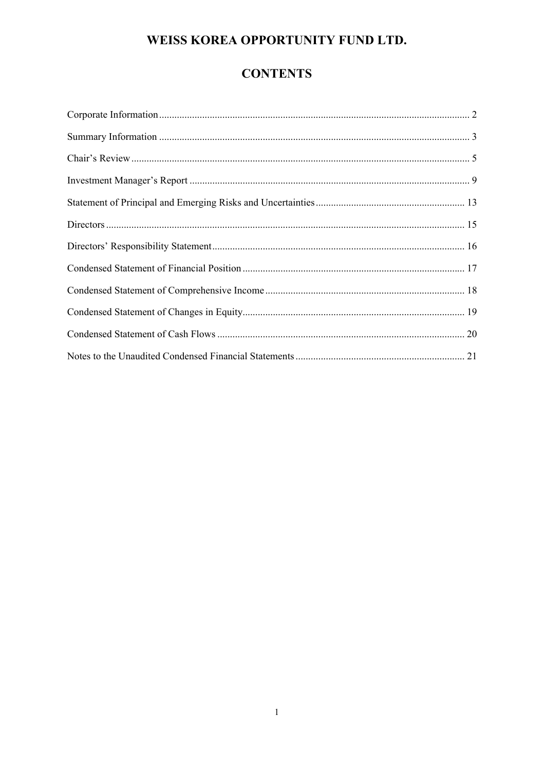# WEISS KOREA OPPORTUNITY FUND LTD.

## CONTENTS

| | |
|---|---|
| Corporate Information | 2 |
| Summary Information | 3 |
| Chair's Review | 5 |
| Investment Manager's Report | 9 |
| Statement of Principal and Emerging Risks and Uncertainties | 13 |
| Directors | 15 |
| Directors' Responsibility Statement | 16 |
| Condensed Statement of Financial Position | 17 |
| Condensed Statement of Comprehensive Income | 18 |
| Condensed Statement of Changes in Equity | 19 |
| Condensed Statement of Cash Flows | 20 |
| Notes to the Unaudited Condensed Financial Statements | 21 |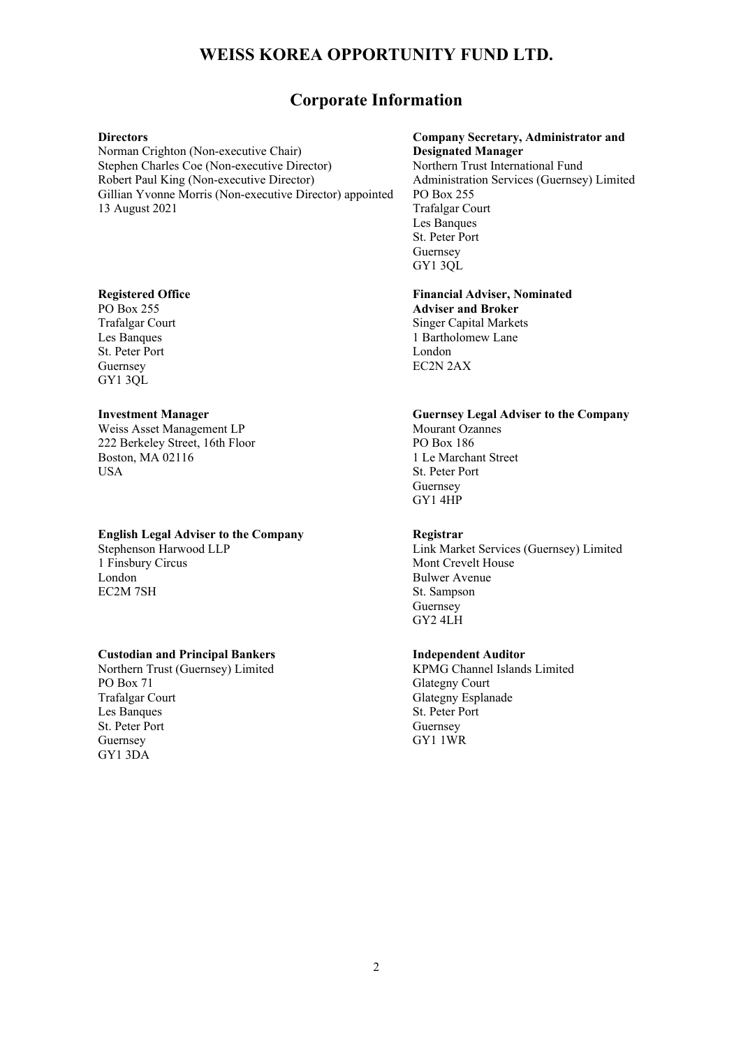# WEISS KOREA OPPORTUNITY FUND LTD.

## Corporate Information

**Directors**
Norman Crighton (Non-executive Chair)
Stephen Charles Coe (Non-executive Director)
Robert Paul King (Non-executive Director)
Gillian Yvonne Morris (Non-executive Director) appointed 13 August 2021

**Company Secretary, Administrator and Designated Manager**
Northern Trust International Fund Administration Services (Guernsey) Limited
PO Box 255
Trafalgar Court
Les Banques
St. Peter Port
Guernsey
GY1 3QL

**Registered Office**
PO Box 255
Trafalgar Court
Les Banques
St. Peter Port
Guernsey
GY1 3QL

**Financial Adviser, Nominated Adviser and Broker**
Singer Capital Markets
1 Bartholomew Lane
London
EC2N 2AX

**Investment Manager**
Weiss Asset Management LP
222 Berkeley Street, 16th Floor
Boston, MA 02116
USA

**Guernsey Legal Adviser to the Company**
Mourant Ozannes
PO Box 186
1 Le Marchant Street
St. Peter Port
Guernsey
GY1 4HP

**English Legal Adviser to the Company**
Stephenson Harwood LLP
1 Finsbury Circus
London
EC2M 7SH

**Registrar**
Link Market Services (Guernsey) Limited
Mont Crevelt House
Bulwer Avenue
St. Sampson
Guernsey
GY2 4LH

**Custodian and Principal Bankers**
Northern Trust (Guernsey) Limited
PO Box 71
Trafalgar Court
Les Banques
St. Peter Port
Guernsey
GY1 3DA

**Independent Auditor**
KPMG Channel Islands Limited
Glategny Court
Glategny Esplanade
St. Peter Port
Guernsey
GY1 1WR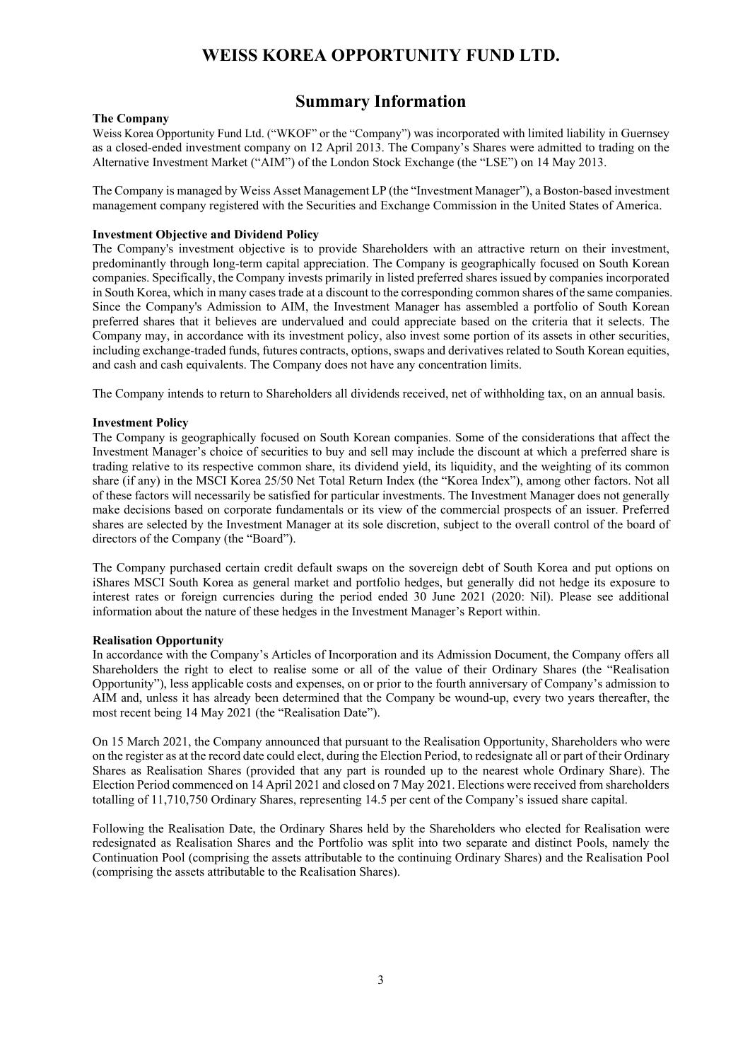# WEISS KOREA OPPORTUNITY FUND LTD.

## Summary Information

### The Company

Weiss Korea Opportunity Fund Ltd. ("WKOF" or the "Company") was incorporated with limited liability in Guernsey as a closed-ended investment company on 12 April 2013. The Company's Shares were admitted to trading on the Alternative Investment Market ("AIM") of the London Stock Exchange (the "LSE") on 14 May 2013.

The Company is managed by Weiss Asset Management LP (the "Investment Manager"), a Boston-based investment management company registered with the Securities and Exchange Commission in the United States of America.

### Investment Objective and Dividend Policy

The Company's investment objective is to provide Shareholders with an attractive return on their investment, predominantly through long-term capital appreciation. The Company is geographically focused on South Korean companies. Specifically, the Company invests primarily in listed preferred shares issued by companies incorporated in South Korea, which in many cases trade at a discount to the corresponding common shares of the same companies. Since the Company's Admission to AIM, the Investment Manager has assembled a portfolio of South Korean preferred shares that it believes are undervalued and could appreciate based on the criteria that it selects. The Company may, in accordance with its investment policy, also invest some portion of its assets in other securities, including exchange-traded funds, futures contracts, options, swaps and derivatives related to South Korean equities, and cash and cash equivalents. The Company does not have any concentration limits.

The Company intends to return to Shareholders all dividends received, net of withholding tax, on an annual basis.

### Investment Policy

The Company is geographically focused on South Korean companies. Some of the considerations that affect the Investment Manager's choice of securities to buy and sell may include the discount at which a preferred share is trading relative to its respective common share, its dividend yield, its liquidity, and the weighting of its common share (if any) in the MSCI Korea 25/50 Net Total Return Index (the "Korea Index"), among other factors. Not all of these factors will necessarily be satisfied for particular investments. The Investment Manager does not generally make decisions based on corporate fundamentals or its view of the commercial prospects of an issuer. Preferred shares are selected by the Investment Manager at its sole discretion, subject to the overall control of the board of directors of the Company (the "Board").

The Company purchased certain credit default swaps on the sovereign debt of South Korea and put options on iShares MSCI South Korea as general market and portfolio hedges, but generally did not hedge its exposure to interest rates or foreign currencies during the period ended 30 June 2021 (2020: Nil). Please see additional information about the nature of these hedges in the Investment Manager's Report within.

### Realisation Opportunity

In accordance with the Company's Articles of Incorporation and its Admission Document, the Company offers all Shareholders the right to elect to realise some or all of the value of their Ordinary Shares (the "Realisation Opportunity"), less applicable costs and expenses, on or prior to the fourth anniversary of Company's admission to AIM and, unless it has already been determined that the Company be wound-up, every two years thereafter, the most recent being 14 May 2021 (the "Realisation Date").

On 15 March 2021, the Company announced that pursuant to the Realisation Opportunity, Shareholders who were on the register as at the record date could elect, during the Election Period, to redesignate all or part of their Ordinary Shares as Realisation Shares (provided that any part is rounded up to the nearest whole Ordinary Share). The Election Period commenced on 14 April 2021 and closed on 7 May 2021. Elections were received from shareholders totalling of 11,710,750 Ordinary Shares, representing 14.5 per cent of the Company's issued share capital.

Following the Realisation Date, the Ordinary Shares held by the Shareholders who elected for Realisation were redesignated as Realisation Shares and the Portfolio was split into two separate and distinct Pools, namely the Continuation Pool (comprising the assets attributable to the continuing Ordinary Shares) and the Realisation Pool (comprising the assets attributable to the Realisation Shares).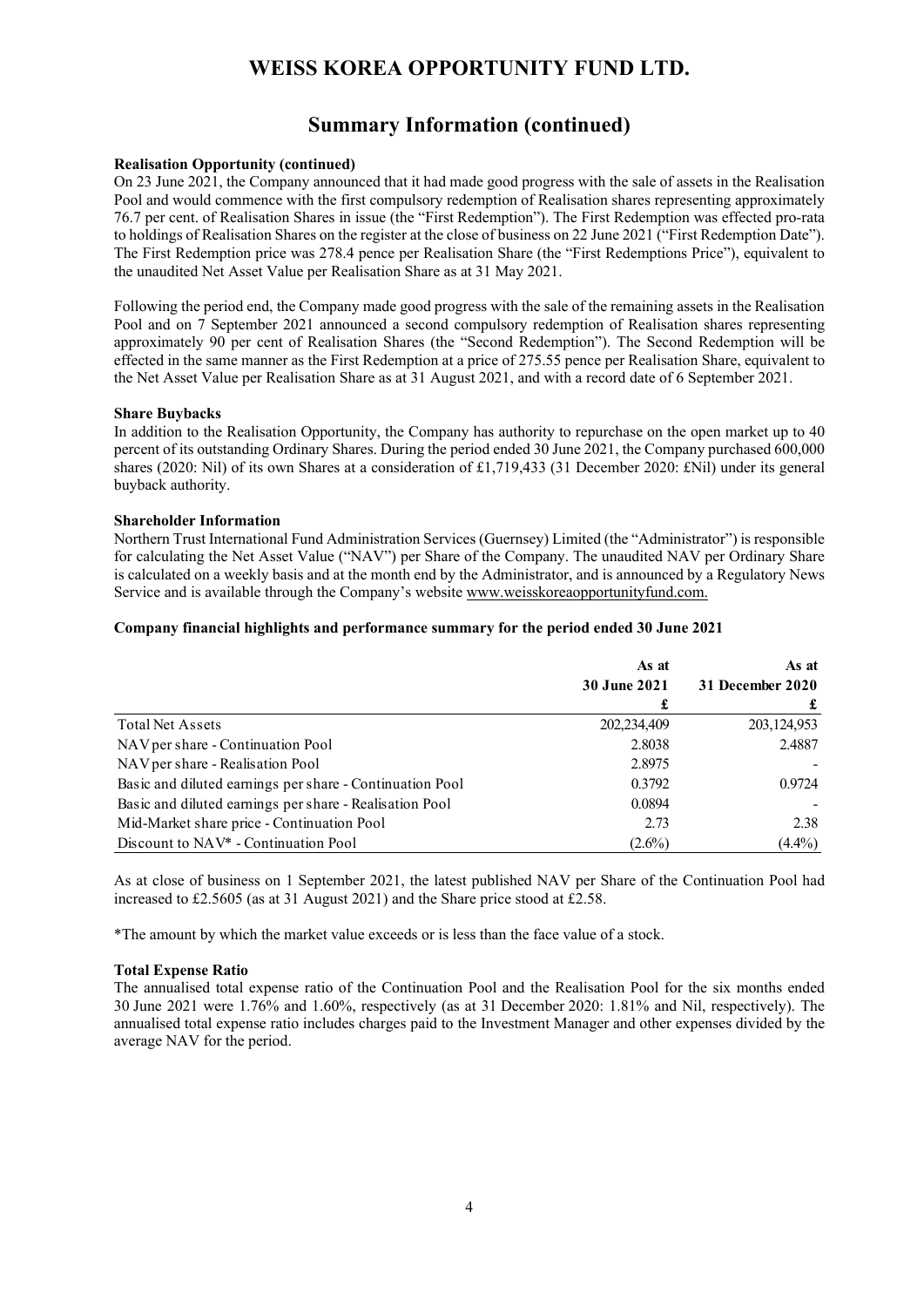# WEISS KOREA OPPORTUNITY FUND LTD.

## Summary Information (continued)

**Realisation Opportunity (continued)**

On 23 June 2021, the Company announced that it had made good progress with the sale of assets in the Realisation Pool and would commence with the first compulsory redemption of Realisation shares representing approximately 76.7 per cent. of Realisation Shares in issue (the "First Redemption"). The First Redemption was effected pro-rata to holdings of Realisation Shares on the register at the close of business on 22 June 2021 ("First Redemption Date"). The First Redemption price was 278.4 pence per Realisation Share (the "First Redemptions Price"), equivalent to the unaudited Net Asset Value per Realisation Share as at 31 May 2021.

Following the period end, the Company made good progress with the sale of the remaining assets in the Realisation Pool and on 7 September 2021 announced a second compulsory redemption of Realisation shares representing approximately 90 per cent of Realisation Shares (the "Second Redemption"). The Second Redemption will be effected in the same manner as the First Redemption at a price of 275.55 pence per Realisation Share, equivalent to the Net Asset Value per Realisation Share as at 31 August 2021, and with a record date of 6 September 2021.

**Share Buybacks**

In addition to the Realisation Opportunity, the Company has authority to repurchase on the open market up to 40 percent of its outstanding Ordinary Shares. During the period ended 30 June 2021, the Company purchased 600,000 shares (2020: Nil) of its own Shares at a consideration of £1,719,433 (31 December 2020: £Nil) under its general buyback authority.

**Shareholder Information**

Northern Trust International Fund Administration Services (Guernsey) Limited (the "Administrator") is responsible for calculating the Net Asset Value ("NAV") per Share of the Company. The unaudited NAV per Ordinary Share is calculated on a weekly basis and at the month end by the Administrator, and is announced by a Regulatory News Service and is available through the Company's website www.weisskoreaopportunityfund.com.

**Company financial highlights and performance summary for the period ended 30 June 2021**

| | As at 30 June 2021 £ | As at 31 December 2020 £ |
|---|---|---|
| Total Net Assets | 202,234,409 | 203,124,953 |
| NAV per share - Continuation Pool | 2.8038 | 2.4887 |
| NAV per share - Realisation Pool | 2.8975 | - |
| Basic and diluted earnings per share - Continuation Pool | 0.3792 | 0.9724 |
| Basic and diluted earnings per share - Realisation Pool | 0.0894 | - |
| Mid-Market share price - Continuation Pool | 2.73 | 2.38 |
| Discount to NAV* - Continuation Pool | (2.6%) | (4.4%) |

As at close of business on 1 September 2021, the latest published NAV per Share of the Continuation Pool had increased to £2.5605 (as at 31 August 2021) and the Share price stood at £2.58.

*The amount by which the market value exceeds or is less than the face value of a stock.

**Total Expense Ratio**

The annualised total expense ratio of the Continuation Pool and the Realisation Pool for the six months ended 30 June 2021 were 1.76% and 1.60%, respectively (as at 31 December 2020: 1.81% and Nil, respectively). The annualised total expense ratio includes charges paid to the Investment Manager and other expenses divided by the average NAV for the period.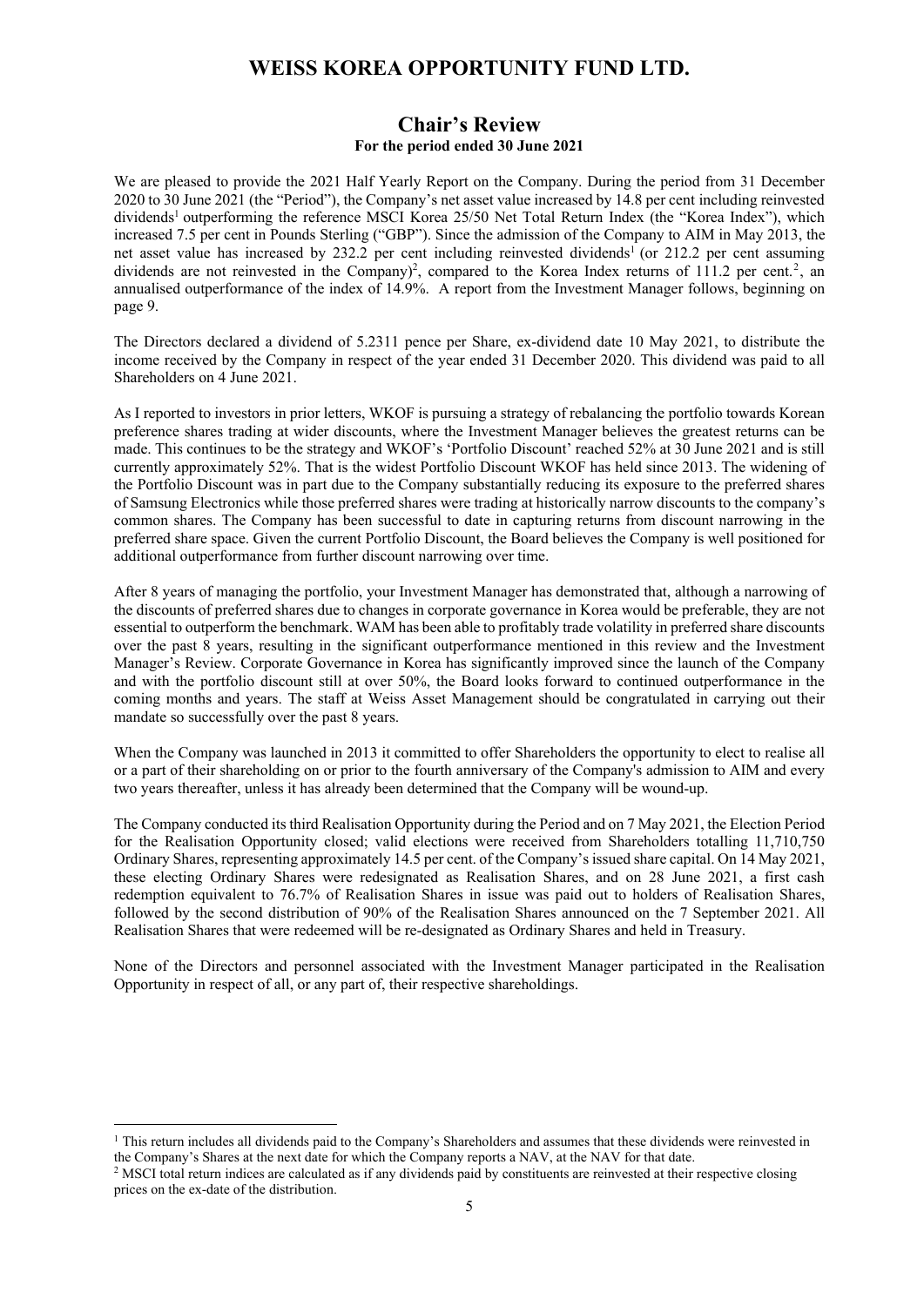# WEISS KOREA OPPORTUNITY FUND LTD.

## Chair's Review

**For the period ended 30 June 2021**

We are pleased to provide the 2021 Half Yearly Report on the Company. During the period from 31 December 2020 to 30 June 2021 (the "Period"), the Company's net asset value increased by 14.8 per cent including reinvested dividends[1] outperforming the reference MSCI Korea 25/50 Net Total Return Index (the "Korea Index"), which increased 7.5 per cent in Pounds Sterling ("GBP"). Since the admission of the Company to AIM in May 2013, the net asset value has increased by 232.2 per cent including reinvested dividends[1] (or 212.2 per cent assuming dividends are not reinvested in the Company)[2], compared to the Korea Index returns of 111.2 per cent.[2], an annualised outperformance of the index of 14.9%. A report from the Investment Manager follows, beginning on page 9.

The Directors declared a dividend of 5.2311 pence per Share, ex-dividend date 10 May 2021, to distribute the income received by the Company in respect of the year ended 31 December 2020. This dividend was paid to all Shareholders on 4 June 2021.

As I reported to investors in prior letters, WKOF is pursuing a strategy of rebalancing the portfolio towards Korean preference shares trading at wider discounts, where the Investment Manager believes the greatest returns can be made. This continues to be the strategy and WKOF's 'Portfolio Discount' reached 52% at 30 June 2021 and is still currently approximately 52%. That is the widest Portfolio Discount WKOF has held since 2013. The widening of the Portfolio Discount was in part due to the Company substantially reducing its exposure to the preferred shares of Samsung Electronics while those preferred shares were trading at historically narrow discounts to the company's common shares. The Company has been successful to date in capturing returns from discount narrowing in the preferred share space. Given the current Portfolio Discount, the Board believes the Company is well positioned for additional outperformance from further discount narrowing over time.

After 8 years of managing the portfolio, your Investment Manager has demonstrated that, although a narrowing of the discounts of preferred shares due to changes in corporate governance in Korea would be preferable, they are not essential to outperform the benchmark. WAM has been able to profitably trade volatility in preferred share discounts over the past 8 years, resulting in the significant outperformance mentioned in this review and the Investment Manager's Review. Corporate Governance in Korea has significantly improved since the launch of the Company and with the portfolio discount still at over 50%, the Board looks forward to continued outperformance in the coming months and years. The staff at Weiss Asset Management should be congratulated in carrying out their mandate so successfully over the past 8 years.

When the Company was launched in 2013 it committed to offer Shareholders the opportunity to elect to realise all or a part of their shareholding on or prior to the fourth anniversary of the Company's admission to AIM and every two years thereafter, unless it has already been determined that the Company will be wound-up.

The Company conducted its third Realisation Opportunity during the Period and on 7 May 2021, the Election Period for the Realisation Opportunity closed; valid elections were received from Shareholders totalling 11,710,750 Ordinary Shares, representing approximately 14.5 per cent. of the Company's issued share capital. On 14 May 2021, these electing Ordinary Shares were redesignated as Realisation Shares, and on 28 June 2021, a first cash redemption equivalent to 76.7% of Realisation Shares in issue was paid out to holders of Realisation Shares, followed by the second distribution of 90% of the Realisation Shares announced on the 7 September 2021. All Realisation Shares that were redeemed will be re-designated as Ordinary Shares and held in Treasury.

None of the Directors and personnel associated with the Investment Manager participated in the Realisation Opportunity in respect of all, or any part of, their respective shareholdings.

---

[1] This return includes all dividends paid to the Company's Shareholders and assumes that these dividends were reinvested in the Company's Shares at the next date for which the Company reports a NAV, at the NAV for that date.

[2] MSCI total return indices are calculated as if any dividends paid by constituents are reinvested at their respective closing prices on the ex-date of the distribution.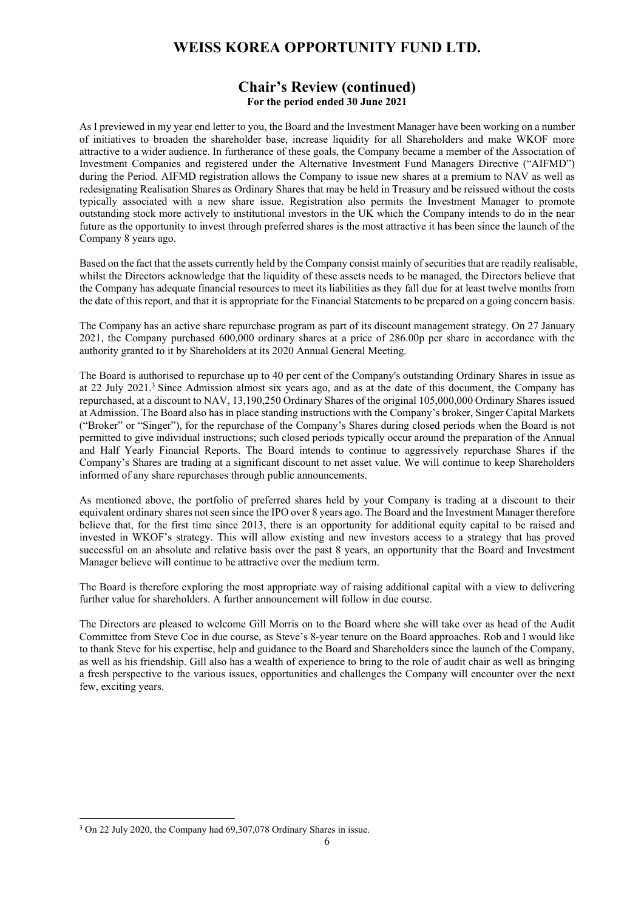## Chair's Review (continued)

**For the period ended 30 June 2021**

As I previewed in my year end letter to you, the Board and the Investment Manager have been working on a number of initiatives to broaden the shareholder base, increase liquidity for all Shareholders and make WKOF more attractive to a wider audience. In furtherance of these goals, the Company became a member of the Association of Investment Companies and registered under the Alternative Investment Fund Managers Directive ("AIFMD") during the Period. AIFMD registration allows the Company to issue new shares at a premium to NAV as well as redesignating Realisation Shares as Ordinary Shares that may be held in Treasury and be reissued without the costs typically associated with a new share issue. Registration also permits the Investment Manager to promote outstanding stock more actively to institutional investors in the UK which the Company intends to do in the near future as the opportunity to invest through preferred shares is the most attractive it has been since the launch of the Company 8 years ago.

Based on the fact that the assets currently held by the Company consist mainly of securities that are readily realisable, whilst the Directors acknowledge that the liquidity of these assets needs to be managed, the Directors believe that the Company has adequate financial resources to meet its liabilities as they fall due for at least twelve months from the date of this report, and that it is appropriate for the Financial Statements to be prepared on a going concern basis.

The Company has an active share repurchase program as part of its discount management strategy. On 27 January 2021, the Company purchased 600,000 ordinary shares at a price of 286.00p per share in accordance with the authority granted to it by Shareholders at its 2020 Annual General Meeting.

The Board is authorised to repurchase up to 40 per cent of the Company's outstanding Ordinary Shares in issue as at 22 July 2021.[3] Since Admission almost six years ago, and as at the date of this document, the Company has repurchased, at a discount to NAV, 13,190,250 Ordinary Shares of the original 105,000,000 Ordinary Shares issued at Admission. The Board also has in place standing instructions with the Company's broker, Singer Capital Markets ("Broker" or "Singer"), for the repurchase of the Company's Shares during closed periods when the Board is not permitted to give individual instructions; such closed periods typically occur around the preparation of the Annual and Half Yearly Financial Reports. The Board intends to continue to aggressively repurchase Shares if the Company's Shares are trading at a significant discount to net asset value. We will continue to keep Shareholders informed of any share repurchases through public announcements.

As mentioned above, the portfolio of preferred shares held by your Company is trading at a discount to their equivalent ordinary shares not seen since the IPO over 8 years ago. The Board and the Investment Manager therefore believe that, for the first time since 2013, there is an opportunity for additional equity capital to be raised and invested in WKOF's strategy. This will allow existing and new investors access to a strategy that has proved successful on an absolute and relative basis over the past 8 years, an opportunity that the Board and Investment Manager believe will continue to be attractive over the medium term.

The Board is therefore exploring the most appropriate way of raising additional capital with a view to delivering further value for shareholders. A further announcement will follow in due course.

The Directors are pleased to welcome Gill Morris on to the Board where she will take over as head of the Audit Committee from Steve Coe in due course, as Steve's 8-year tenure on the Board approaches. Rob and I would like to thank Steve for his expertise, help and guidance to the Board and Shareholders since the launch of the Company, as well as his friendship. Gill also has a wealth of experience to bring to the role of audit chair as well as bringing a fresh perspective to the various issues, opportunities and challenges the Company will encounter over the next few, exciting years.

---

[3] On 22 July 2020, the Company had 69,307,078 Ordinary Shares in issue.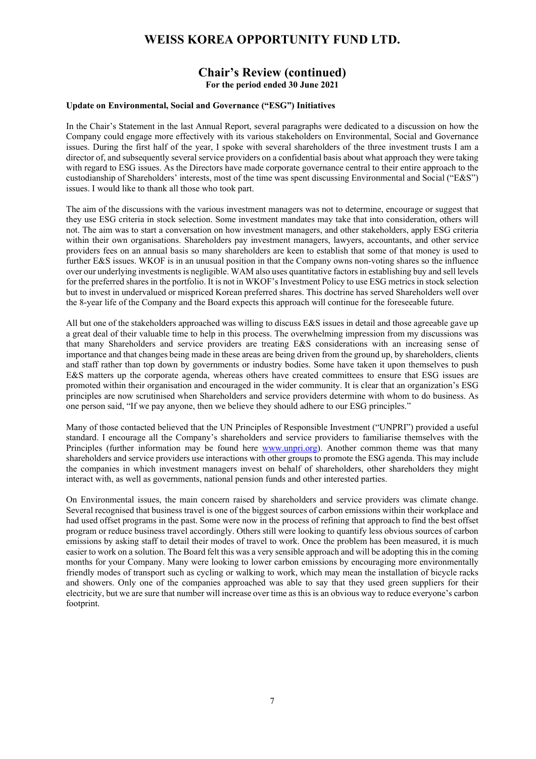# WEISS KOREA OPPORTUNITY FUND LTD.

## Chair's Review (continued)

**For the period ended 30 June 2021**

**Update on Environmental, Social and Governance ("ESG") Initiatives**

In the Chair's Statement in the last Annual Report, several paragraphs were dedicated to a discussion on how the Company could engage more effectively with its various stakeholders on Environmental, Social and Governance issues. During the first half of the year, I spoke with several shareholders of the three investment trusts I am a director of, and subsequently several service providers on a confidential basis about what approach they were taking with regard to ESG issues. As the Directors have made corporate governance central to their entire approach to the custodianship of Shareholders' interests, most of the time was spent discussing Environmental and Social ("E&S") issues. I would like to thank all those who took part.

The aim of the discussions with the various investment managers was not to determine, encourage or suggest that they use ESG criteria in stock selection. Some investment mandates may take that into consideration, others will not. The aim was to start a conversation on how investment managers, and other stakeholders, apply ESG criteria within their own organisations. Shareholders pay investment managers, lawyers, accountants, and other service providers fees on an annual basis so many shareholders are keen to establish that some of that money is used to further E&S issues. WKOF is in an unusual position in that the Company owns non-voting shares so the influence over our underlying investments is negligible. WAM also uses quantitative factors in establishing buy and sell levels for the preferred shares in the portfolio. It is not in WKOF's Investment Policy to use ESG metrics in stock selection but to invest in undervalued or mispriced Korean preferred shares. This doctrine has served Shareholders well over the 8-year life of the Company and the Board expects this approach will continue for the foreseeable future.

All but one of the stakeholders approached was willing to discuss E&S issues in detail and those agreeable gave up a great deal of their valuable time to help in this process. The overwhelming impression from my discussions was that many Shareholders and service providers are treating E&S considerations with an increasing sense of importance and that changes being made in these areas are being driven from the ground up, by shareholders, clients and staff rather than top down by governments or industry bodies. Some have taken it upon themselves to push E&S matters up the corporate agenda, whereas others have created committees to ensure that ESG issues are promoted within their organisation and encouraged in the wider community. It is clear that an organization's ESG principles are now scrutinised when Shareholders and service providers determine with whom to do business. As one person said, "If we pay anyone, then we believe they should adhere to our ESG principles."

Many of those contacted believed that the UN Principles of Responsible Investment ("UNPRI") provided a useful standard. I encourage all the Company's shareholders and service providers to familiarise themselves with the Principles (further information may be found here www.unpri.org). Another common theme was that many shareholders and service providers use interactions with other groups to promote the ESG agenda. This may include the companies in which investment managers invest on behalf of shareholders, other shareholders they might interact with, as well as governments, national pension funds and other interested parties.

On Environmental issues, the main concern raised by shareholders and service providers was climate change. Several recognised that business travel is one of the biggest sources of carbon emissions within their workplace and had used offset programs in the past. Some were now in the process of refining that approach to find the best offset program or reduce business travel accordingly. Others still were looking to quantify less obvious sources of carbon emissions by asking staff to detail their modes of travel to work. Once the problem has been measured, it is much easier to work on a solution. The Board felt this was a very sensible approach and will be adopting this in the coming months for your Company. Many were looking to lower carbon emissions by encouraging more environmentally friendly modes of transport such as cycling or walking to work, which may mean the installation of bicycle racks and showers. Only one of the companies approached was able to say that they used green suppliers for their electricity, but we are sure that number will increase over time as this is an obvious way to reduce everyone's carbon footprint.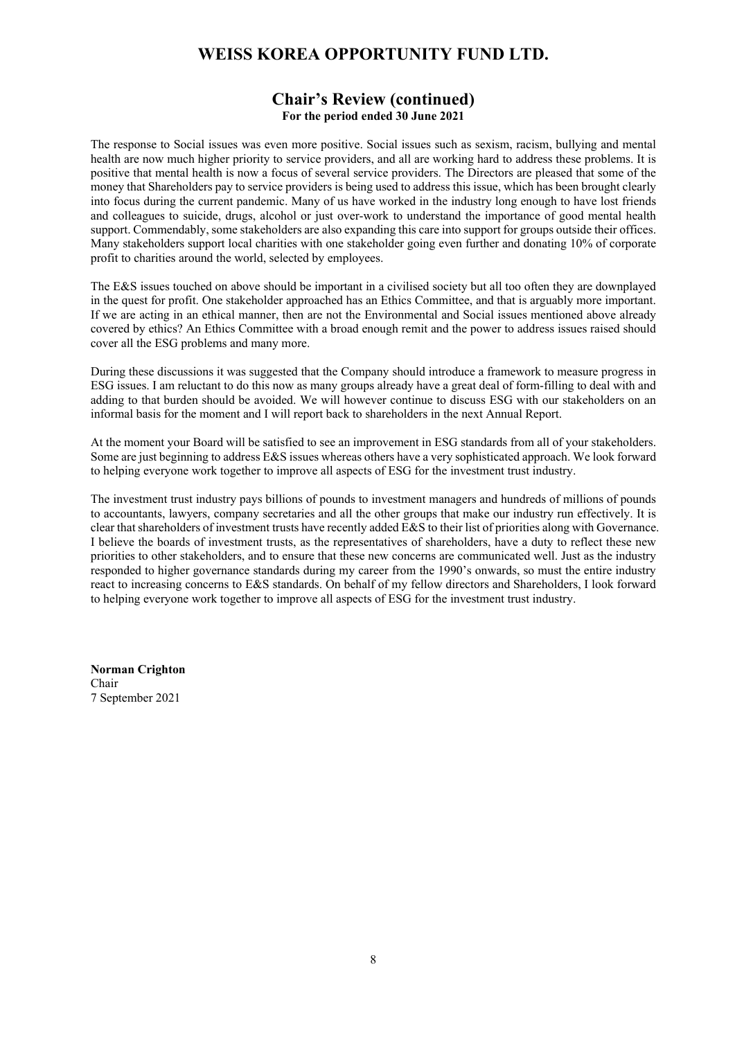## Chair's Review (continued)

**For the period ended 30 June 2021**

The response to Social issues was even more positive. Social issues such as sexism, racism, bullying and mental health are now much higher priority to service providers, and all are working hard to address these problems. It is positive that mental health is now a focus of several service providers. The Directors are pleased that some of the money that Shareholders pay to service providers is being used to address this issue, which has been brought clearly into focus during the current pandemic. Many of us have worked in the industry long enough to have lost friends and colleagues to suicide, drugs, alcohol or just over-work to understand the importance of good mental health support. Commendably, some stakeholders are also expanding this care into support for groups outside their offices. Many stakeholders support local charities with one stakeholder going even further and donating 10% of corporate profit to charities around the world, selected by employees.

The E&S issues touched on above should be important in a civilised society but all too often they are downplayed in the quest for profit. One stakeholder approached has an Ethics Committee, and that is arguably more important. If we are acting in an ethical manner, then are not the Environmental and Social issues mentioned above already covered by ethics? An Ethics Committee with a broad enough remit and the power to address issues raised should cover all the ESG problems and many more.

During these discussions it was suggested that the Company should introduce a framework to measure progress in ESG issues. I am reluctant to do this now as many groups already have a great deal of form-filling to deal with and adding to that burden should be avoided. We will however continue to discuss ESG with our stakeholders on an informal basis for the moment and I will report back to shareholders in the next Annual Report.

At the moment your Board will be satisfied to see an improvement in ESG standards from all of your stakeholders. Some are just beginning to address E&S issues whereas others have a very sophisticated approach. We look forward to helping everyone work together to improve all aspects of ESG for the investment trust industry.

The investment trust industry pays billions of pounds to investment managers and hundreds of millions of pounds to accountants, lawyers, company secretaries and all the other groups that make our industry run effectively. It is clear that shareholders of investment trusts have recently added E&S to their list of priorities along with Governance. I believe the boards of investment trusts, as the representatives of shareholders, have a duty to reflect these new priorities to other stakeholders, and to ensure that these new concerns are communicated well. Just as the industry responded to higher governance standards during my career from the 1990's onwards, so must the entire industry react to increasing concerns to E&S standards. On behalf of my fellow directors and Shareholders, I look forward to helping everyone work together to improve all aspects of ESG for the investment trust industry.

**Norman Crighton**
Chair
7 September 2021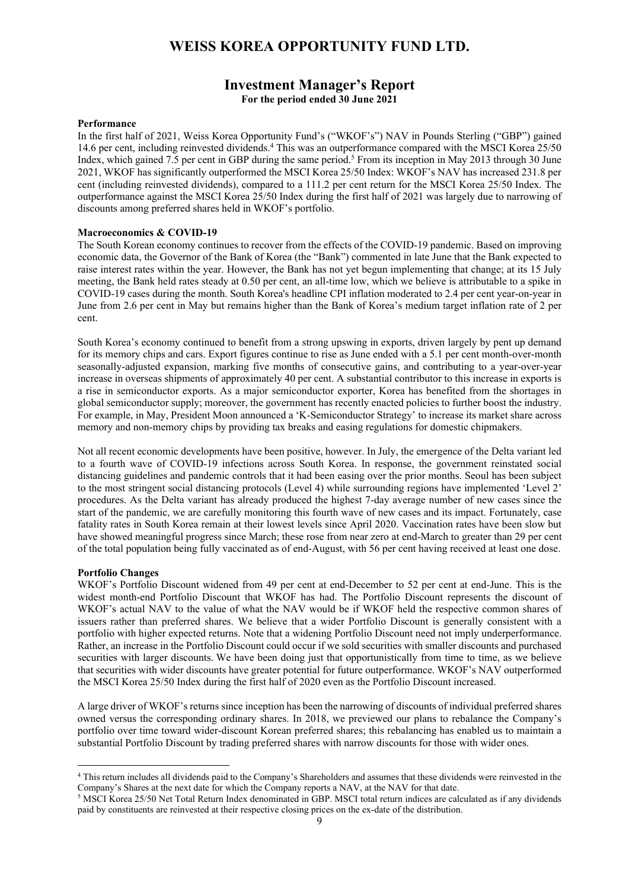# WEISS KOREA OPPORTUNITY FUND LTD.

## Investment Manager's Report

**For the period ended 30 June 2021**

**Performance**

In the first half of 2021, Weiss Korea Opportunity Fund's ("WKOF's") NAV in Pounds Sterling ("GBP") gained 14.6 per cent, including reinvested dividends.[4] This was an outperformance compared with the MSCI Korea 25/50 Index, which gained 7.5 per cent in GBP during the same period.[5] From its inception in May 2013 through 30 June 2021, WKOF has significantly outperformed the MSCI Korea 25/50 Index: WKOF's NAV has increased 231.8 per cent (including reinvested dividends), compared to a 111.2 per cent return for the MSCI Korea 25/50 Index. The outperformance against the MSCI Korea 25/50 Index during the first half of 2021 was largely due to narrowing of discounts among preferred shares held in WKOF's portfolio.

**Macroeconomics & COVID-19**

The South Korean economy continues to recover from the effects of the COVID-19 pandemic. Based on improving economic data, the Governor of the Bank of Korea (the "Bank") commented in late June that the Bank expected to raise interest rates within the year. However, the Bank has not yet begun implementing that change; at its 15 July meeting, the Bank held rates steady at 0.50 per cent, an all-time low, which we believe is attributable to a spike in COVID-19 cases during the month. South Korea's headline CPI inflation moderated to 2.4 per cent year-on-year in June from 2.6 per cent in May but remains higher than the Bank of Korea's medium target inflation rate of 2 per cent.

South Korea's economy continued to benefit from a strong upswing in exports, driven largely by pent up demand for its memory chips and cars. Export figures continue to rise as June ended with a 5.1 per cent month-over-month seasonally-adjusted expansion, marking five months of consecutive gains, and contributing to a year-over-year increase in overseas shipments of approximately 40 per cent. A substantial contributor to this increase in exports is a rise in semiconductor exports. As a major semiconductor exporter, Korea has benefited from the shortages in global semiconductor supply; moreover, the government has recently enacted policies to further boost the industry. For example, in May, President Moon announced a 'K-Semiconductor Strategy' to increase its market share across memory and non-memory chips by providing tax breaks and easing regulations for domestic chipmakers.

Not all recent economic developments have been positive, however. In July, the emergence of the Delta variant led to a fourth wave of COVID-19 infections across South Korea. In response, the government reinstated social distancing guidelines and pandemic controls that it had been easing over the prior months. Seoul has been subject to the most stringent social distancing protocols (Level 4) while surrounding regions have implemented 'Level 2' procedures. As the Delta variant has already produced the highest 7-day average number of new cases since the start of the pandemic, we are carefully monitoring this fourth wave of new cases and its impact. Fortunately, case fatality rates in South Korea remain at their lowest levels since April 2020. Vaccination rates have been slow but have showed meaningful progress since March; these rose from near zero at end-March to greater than 29 per cent of the total population being fully vaccinated as of end-August, with 56 per cent having received at least one dose.

**Portfolio Changes**

WKOF's Portfolio Discount widened from 49 per cent at end-December to 52 per cent at end-June. This is the widest month-end Portfolio Discount that WKOF has had. The Portfolio Discount represents the discount of WKOF's actual NAV to the value of what the NAV would be if WKOF held the respective common shares of issuers rather than preferred shares. We believe that a wider Portfolio Discount is generally consistent with a portfolio with higher expected returns. Note that a widening Portfolio Discount need not imply underperformance. Rather, an increase in the Portfolio Discount could occur if we sold securities with smaller discounts and purchased securities with larger discounts. We have been doing just that opportunistically from time to time, as we believe that securities with wider discounts have greater potential for future outperformance. WKOF's NAV outperformed the MSCI Korea 25/50 Index during the first half of 2020 even as the Portfolio Discount increased.

A large driver of WKOF's returns since inception has been the narrowing of discounts of individual preferred shares owned versus the corresponding ordinary shares. In 2018, we previewed our plans to rebalance the Company's portfolio over time toward wider-discount Korean preferred shares; this rebalancing has enabled us to maintain a substantial Portfolio Discount by trading preferred shares with narrow discounts for those with wider ones.

---

[4] This return includes all dividends paid to the Company's Shareholders and assumes that these dividends were reinvested in the Company's Shares at the next date for which the Company reports a NAV, at the NAV for that date.

[5] MSCI Korea 25/50 Net Total Return Index denominated in GBP. MSCI total return indices are calculated as if any dividends paid by constituents are reinvested at their respective closing prices on the ex-date of the distribution.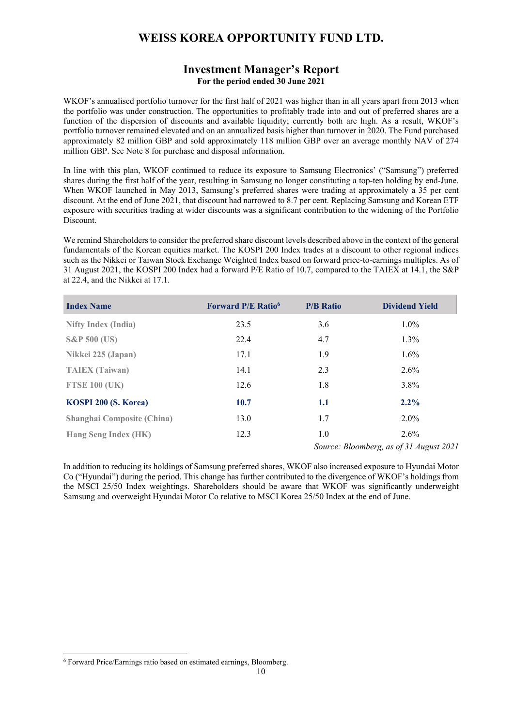## Investment Manager's Report

**For the period ended 30 June 2021**

WKOF's annualised portfolio turnover for the first half of 2021 was higher than in all years apart from 2013 when the portfolio was under construction. The opportunities to profitably trade into and out of preferred shares are a function of the dispersion of discounts and available liquidity; currently both are high. As a result, WKOF's portfolio turnover remained elevated and on an annualized basis higher than turnover in 2020. The Fund purchased approximately 82 million GBP and sold approximately 118 million GBP over an average monthly NAV of 274 million GBP. See Note 8 for purchase and disposal information.

In line with this plan, WKOF continued to reduce its exposure to Samsung Electronics' ("Samsung") preferred shares during the first half of the year, resulting in Samsung no longer constituting a top-ten holding by end-June. When WKOF launched in May 2013, Samsung's preferred shares were trading at approximately a 35 per cent discount. At the end of June 2021, that discount had narrowed to 8.7 per cent. Replacing Samsung and Korean ETF exposure with securities trading at wider discounts was a significant contribution to the widening of the Portfolio Discount.

We remind Shareholders to consider the preferred share discount levels described above in the context of the general fundamentals of the Korean equities market. The KOSPI 200 Index trades at a discount to other regional indices such as the Nikkei or Taiwan Stock Exchange Weighted Index based on forward price-to-earnings multiples. As of 31 August 2021, the KOSPI 200 Index had a forward P/E Ratio of 10.7, compared to the TAIEX at 14.1, the S&P at 22.4, and the Nikkei at 17.1.

| Index Name | Forward P/E Ratio[6] | P/B Ratio | Dividend Yield |
|---|---|---|---|
| Nifty Index (India) | 23.5 | 3.6 | 1.0% |
| S&P 500 (US) | 22.4 | 4.7 | 1.3% |
| Nikkei 225 (Japan) | 17.1 | 1.9 | 1.6% |
| TAIEX (Taiwan) | 14.1 | 2.3 | 2.6% |
| FTSE 100 (UK) | 12.6 | 1.8 | 3.8% |
| **KOSPI 200 (S. Korea)** | **10.7** | **1.1** | **2.2%** |
| Shanghai Composite (China) | 13.0 | 1.7 | 2.0% |
| Hang Seng Index (HK) | 12.3 | 1.0 | 2.6% |

*Source: Bloomberg, as of 31 August 2021*

In addition to reducing its holdings of Samsung preferred shares, WKOF also increased exposure to Hyundai Motor Co ("Hyundai") during the period. This change has further contributed to the divergence of WKOF's holdings from the MSCI 25/50 Index weightings. Shareholders should be aware that WKOF was significantly underweight Samsung and overweight Hyundai Motor Co relative to MSCI Korea 25/50 Index at the end of June.

[6] Forward Price/Earnings ratio based on estimated earnings, Bloomberg.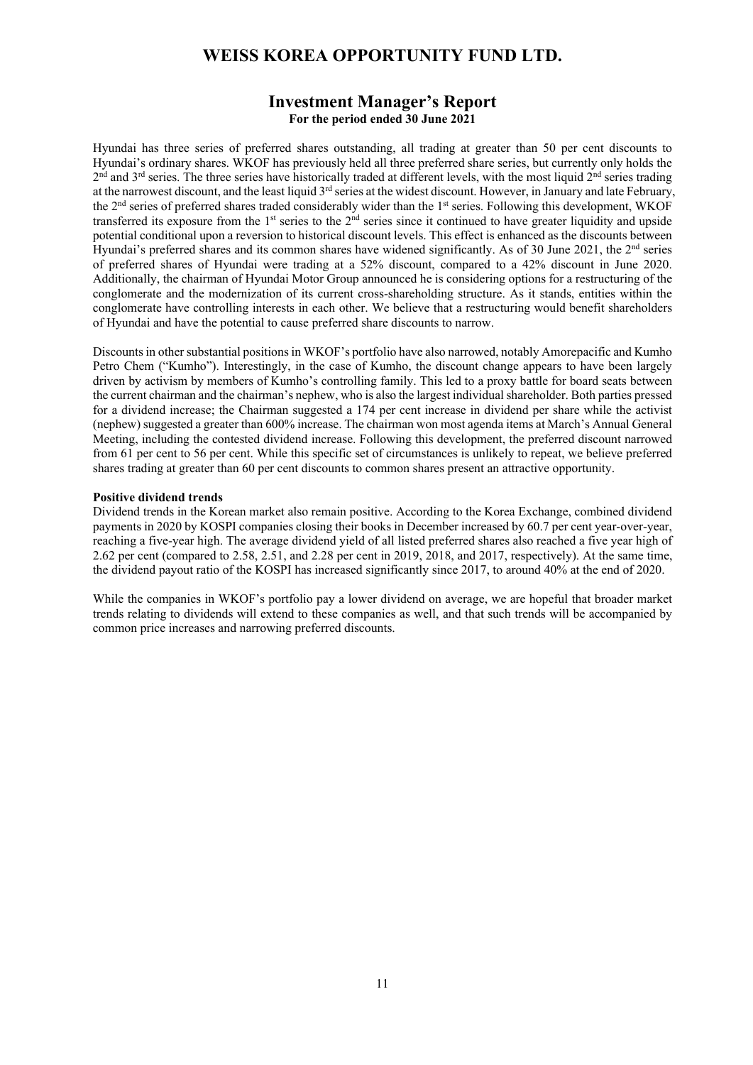# WEISS KOREA OPPORTUNITY FUND LTD.

## Investment Manager's Report

**For the period ended 30 June 2021**

Hyundai has three series of preferred shares outstanding, all trading at greater than 50 per cent discounts to Hyundai's ordinary shares. WKOF has previously held all three preferred share series, but currently only holds the 2nd and 3rd series. The three series have historically traded at different levels, with the most liquid 2nd series trading at the narrowest discount, and the least liquid 3rd series at the widest discount. However, in January and late February, the 2nd series of preferred shares traded considerably wider than the 1st series. Following this development, WKOF transferred its exposure from the 1st series to the 2nd series since it continued to have greater liquidity and upside potential conditional upon a reversion to historical discount levels. This effect is enhanced as the discounts between Hyundai's preferred shares and its common shares have widened significantly. As of 30 June 2021, the 2nd series of preferred shares of Hyundai were trading at a 52% discount, compared to a 42% discount in June 2020. Additionally, the chairman of Hyundai Motor Group announced he is considering options for a restructuring of the conglomerate and the modernization of its current cross-shareholding structure. As it stands, entities within the conglomerate have controlling interests in each other. We believe that a restructuring would benefit shareholders of Hyundai and have the potential to cause preferred share discounts to narrow.

Discounts in other substantial positions in WKOF's portfolio have also narrowed, notably Amorepacific and Kumho Petro Chem ("Kumho"). Interestingly, in the case of Kumho, the discount change appears to have been largely driven by activism by members of Kumho's controlling family. This led to a proxy battle for board seats between the current chairman and the chairman's nephew, who is also the largest individual shareholder. Both parties pressed for a dividend increase; the Chairman suggested a 174 per cent increase in dividend per share while the activist (nephew) suggested a greater than 600% increase. The chairman won most agenda items at March's Annual General Meeting, including the contested dividend increase. Following this development, the preferred discount narrowed from 61 per cent to 56 per cent. While this specific set of circumstances is unlikely to repeat, we believe preferred shares trading at greater than 60 per cent discounts to common shares present an attractive opportunity.

**Positive dividend trends**

Dividend trends in the Korean market also remain positive. According to the Korea Exchange, combined dividend payments in 2020 by KOSPI companies closing their books in December increased by 60.7 per cent year-over-year, reaching a five-year high. The average dividend yield of all listed preferred shares also reached a five year high of 2.62 per cent (compared to 2.58, 2.51, and 2.28 per cent in 2019, 2018, and 2017, respectively). At the same time, the dividend payout ratio of the KOSPI has increased significantly since 2017, to around 40% at the end of 2020.

While the companies in WKOF's portfolio pay a lower dividend on average, we are hopeful that broader market trends relating to dividends will extend to these companies as well, and that such trends will be accompanied by common price increases and narrowing preferred discounts.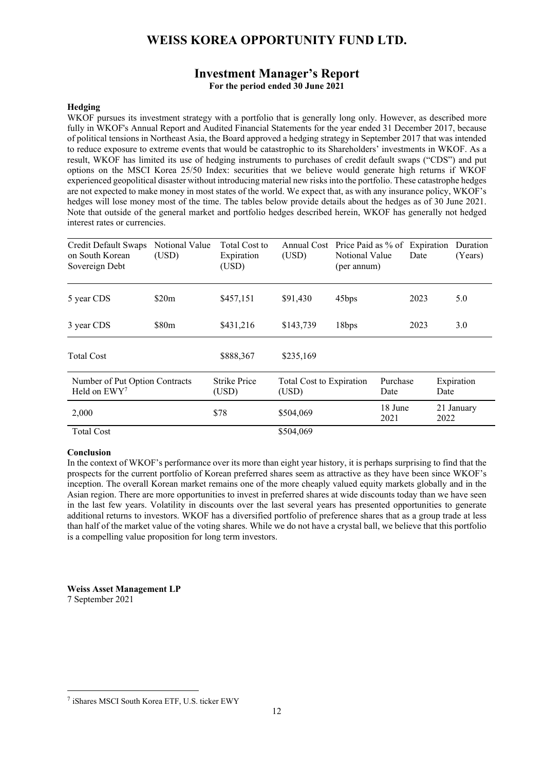# WEISS KOREA OPPORTUNITY FUND LTD.

## Investment Manager's Report

**For the period ended 30 June 2021**

**Hedging**

WKOF pursues its investment strategy with a portfolio that is generally long only. However, as described more fully in WKOF's Annual Report and Audited Financial Statements for the year ended 31 December 2017, because of political tensions in Northeast Asia, the Board approved a hedging strategy in September 2017 that was intended to reduce exposure to extreme events that would be catastrophic to its Shareholders' investments in WKOF. As a result, WKOF has limited its use of hedging instruments to purchases of credit default swaps ("CDS") and put options on the MSCI Korea 25/50 Index: securities that we believe would generate high returns if WKOF experienced geopolitical disaster without introducing material new risks into the portfolio. These catastrophe hedges are not expected to make money in most states of the world. We expect that, as with any insurance policy, WKOF's hedges will lose money most of the time. The tables below provide details about the hedges as of 30 June 2021. Note that outside of the general market and portfolio hedges described herein, WKOF has generally not hedged interest rates or currencies.

| Credit Default Swaps on South Korean Sovereign Debt | Notional Value (USD) | Total Cost to Expiration (USD) | Annual Cost (USD) | Price Paid as % of Notional Value (per annum) | Expiration Date | Duration (Years) |
|---|---|---|---|---|---|---|
| 5 year CDS | \$20m | \$457,151 | \$91,430 | 45bps | 2023 | 5.0 |
| 3 year CDS | \$80m | \$431,216 | \$143,739 | 18bps | 2023 | 3.0 |
| Total Cost | | \$888,367 | \$235,169 | | | |

| Number of Put Option Contracts Held on EWY[7] | Strike Price (USD) | Total Cost to Expiration (USD) | Purchase Date | Expiration Date |
|---|---|---|---|---|
| 2,000 | \$78 | \$504,069 | 18 June 2021 | 21 January 2022 |
| Total Cost | | \$504,069 | | |

**Conclusion**

In the context of WKOF's performance over its more than eight year history, it is perhaps surprising to find that the prospects for the current portfolio of Korean preferred shares seem as attractive as they have been since WKOF's inception. The overall Korean market remains one of the more cheaply valued equity markets globally and in the Asian region. There are more opportunities to invest in preferred shares at wide discounts today than we have seen in the last few years. Volatility in discounts over the last several years has presented opportunities to generate additional returns to investors. WKOF has a diversified portfolio of preference shares that as a group trade at less than half of the market value of the voting shares. While we do not have a crystal ball, we believe that this portfolio is a compelling value proposition for long term investors.

**Weiss Asset Management LP**
7 September 2021

[7] iShares MSCI South Korea ETF, U.S. ticker EWY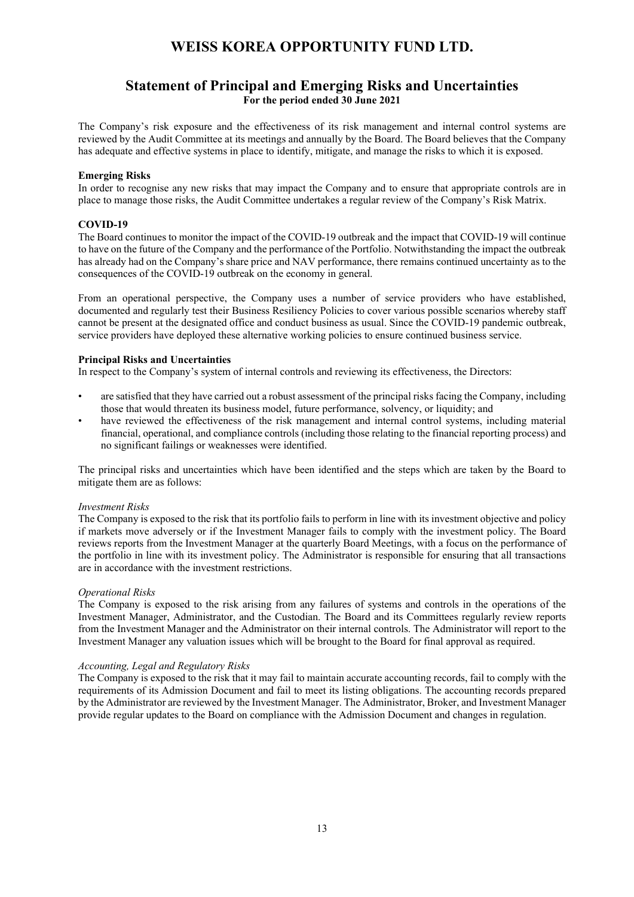# WEISS KOREA OPPORTUNITY FUND LTD.

## Statement of Principal and Emerging Risks and Uncertainties

**For the period ended 30 June 2021**

The Company's risk exposure and the effectiveness of its risk management and internal control systems are reviewed by the Audit Committee at its meetings and annually by the Board. The Board believes that the Company has adequate and effective systems in place to identify, mitigate, and manage the risks to which it is exposed.

**Emerging Risks**

In order to recognise any new risks that may impact the Company and to ensure that appropriate controls are in place to manage those risks, the Audit Committee undertakes a regular review of the Company's Risk Matrix.

**COVID-19**

The Board continues to monitor the impact of the COVID-19 outbreak and the impact that COVID-19 will continue to have on the future of the Company and the performance of the Portfolio. Notwithstanding the impact the outbreak has already had on the Company's share price and NAV performance, there remains continued uncertainty as to the consequences of the COVID-19 outbreak on the economy in general.

From an operational perspective, the Company uses a number of service providers who have established, documented and regularly test their Business Resiliency Policies to cover various possible scenarios whereby staff cannot be present at the designated office and conduct business as usual. Since the COVID-19 pandemic outbreak, service providers have deployed these alternative working policies to ensure continued business service.

**Principal Risks and Uncertainties**

In respect to the Company's system of internal controls and reviewing its effectiveness, the Directors:

- are satisfied that they have carried out a robust assessment of the principal risks facing the Company, including those that would threaten its business model, future performance, solvency, or liquidity; and
- have reviewed the effectiveness of the risk management and internal control systems, including material financial, operational, and compliance controls (including those relating to the financial reporting process) and no significant failings or weaknesses were identified.

The principal risks and uncertainties which have been identified and the steps which are taken by the Board to mitigate them are as follows:

*Investment Risks*

The Company is exposed to the risk that its portfolio fails to perform in line with its investment objective and policy if markets move adversely or if the Investment Manager fails to comply with the investment policy. The Board reviews reports from the Investment Manager at the quarterly Board Meetings, with a focus on the performance of the portfolio in line with its investment policy. The Administrator is responsible for ensuring that all transactions are in accordance with the investment restrictions.

*Operational Risks*

The Company is exposed to the risk arising from any failures of systems and controls in the operations of the Investment Manager, Administrator, and the Custodian. The Board and its Committees regularly review reports from the Investment Manager and the Administrator on their internal controls. The Administrator will report to the Investment Manager any valuation issues which will be brought to the Board for final approval as required.

*Accounting, Legal and Regulatory Risks*

The Company is exposed to the risk that it may fail to maintain accurate accounting records, fail to comply with the requirements of its Admission Document and fail to meet its listing obligations. The accounting records prepared by the Administrator are reviewed by the Investment Manager. The Administrator, Broker, and Investment Manager provide regular updates to the Board on compliance with the Admission Document and changes in regulation.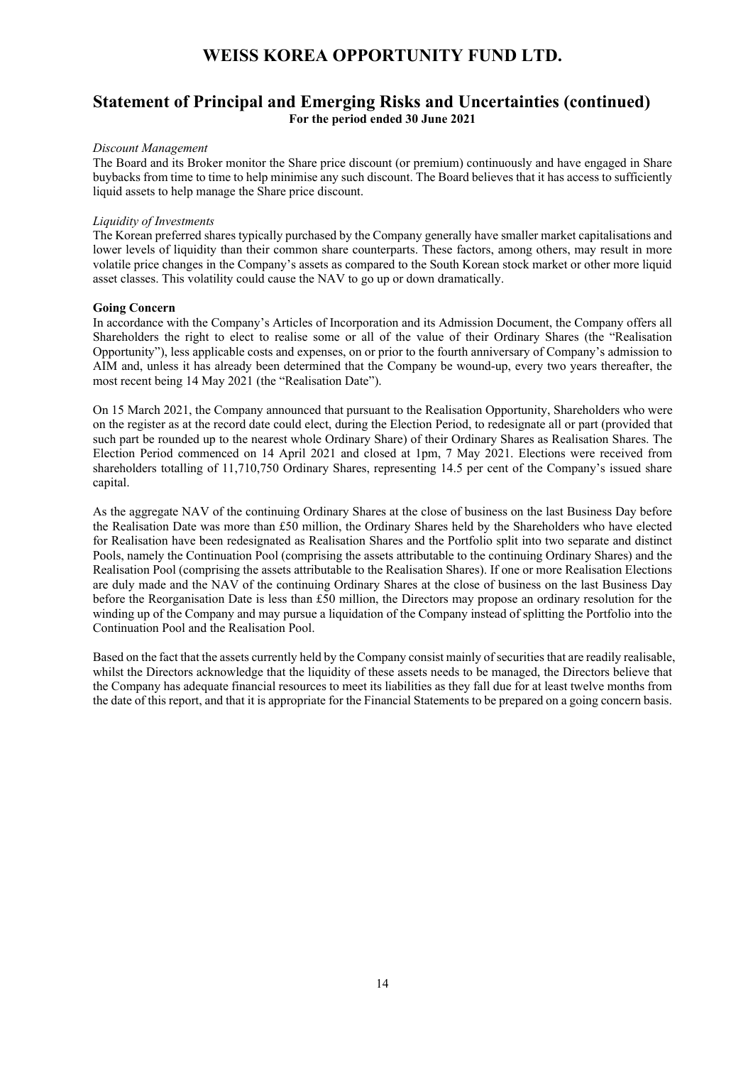# Statement of Principal and Emerging Risks and Uncertainties (continued)

**For the period ended 30 June 2021**

*Discount Management*

The Board and its Broker monitor the Share price discount (or premium) continuously and have engaged in Share buybacks from time to time to help minimise any such discount. The Board believes that it has access to sufficiently liquid assets to help manage the Share price discount.

*Liquidity of Investments*

The Korean preferred shares typically purchased by the Company generally have smaller market capitalisations and lower levels of liquidity than their common share counterparts. These factors, among others, may result in more volatile price changes in the Company's assets as compared to the South Korean stock market or other more liquid asset classes. This volatility could cause the NAV to go up or down dramatically.

**Going Concern**

In accordance with the Company's Articles of Incorporation and its Admission Document, the Company offers all Shareholders the right to elect to realise some or all of the value of their Ordinary Shares (the "Realisation Opportunity"), less applicable costs and expenses, on or prior to the fourth anniversary of Company's admission to AIM and, unless it has already been determined that the Company be wound-up, every two years thereafter, the most recent being 14 May 2021 (the "Realisation Date").

On 15 March 2021, the Company announced that pursuant to the Realisation Opportunity, Shareholders who were on the register as at the record date could elect, during the Election Period, to redesignate all or part (provided that such part be rounded up to the nearest whole Ordinary Share) of their Ordinary Shares as Realisation Shares. The Election Period commenced on 14 April 2021 and closed at 1pm, 7 May 2021. Elections were received from shareholders totalling of 11,710,750 Ordinary Shares, representing 14.5 per cent of the Company's issued share capital.

As the aggregate NAV of the continuing Ordinary Shares at the close of business on the last Business Day before the Realisation Date was more than £50 million, the Ordinary Shares held by the Shareholders who have elected for Realisation have been redesignated as Realisation Shares and the Portfolio split into two separate and distinct Pools, namely the Continuation Pool (comprising the assets attributable to the continuing Ordinary Shares) and the Realisation Pool (comprising the assets attributable to the Realisation Shares). If one or more Realisation Elections are duly made and the NAV of the continuing Ordinary Shares at the close of business on the last Business Day before the Reorganisation Date is less than £50 million, the Directors may propose an ordinary resolution for the winding up of the Company and may pursue a liquidation of the Company instead of splitting the Portfolio into the Continuation Pool and the Realisation Pool.

Based on the fact that the assets currently held by the Company consist mainly of securities that are readily realisable, whilst the Directors acknowledge that the liquidity of these assets needs to be managed, the Directors believe that the Company has adequate financial resources to meet its liabilities as they fall due for at least twelve months from the date of this report, and that it is appropriate for the Financial Statements to be prepared on a going concern basis.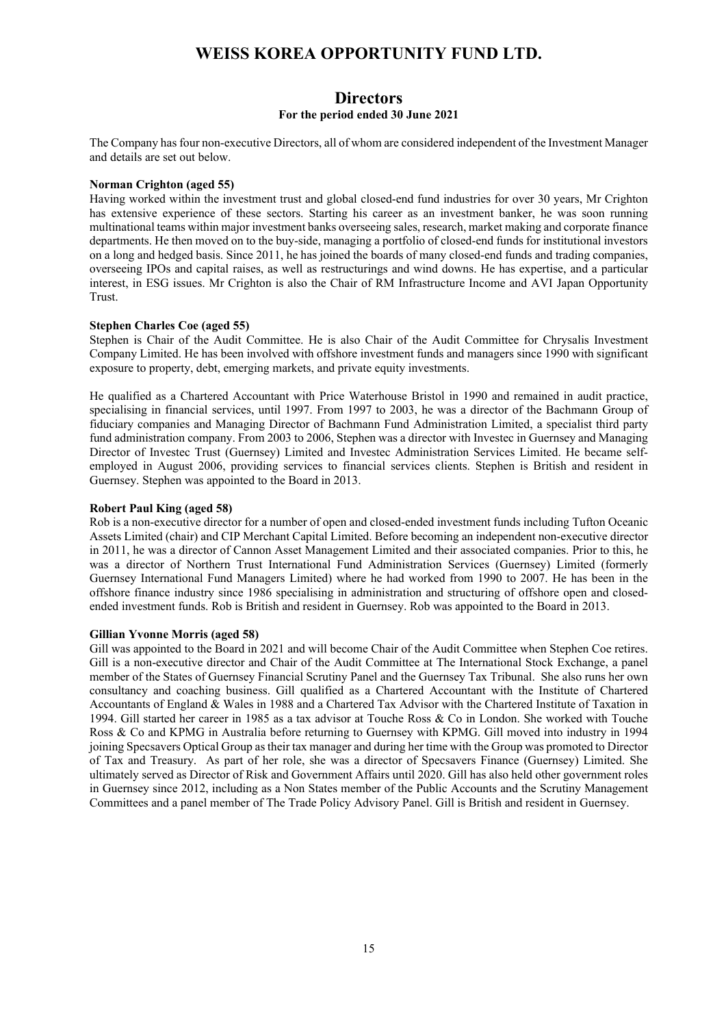# WEISS KOREA OPPORTUNITY FUND LTD.

## Directors

**For the period ended 30 June 2021**

The Company has four non-executive Directors, all of whom are considered independent of the Investment Manager and details are set out below.

**Norman Crighton (aged 55)**

Having worked within the investment trust and global closed-end fund industries for over 30 years, Mr Crighton has extensive experience of these sectors. Starting his career as an investment banker, he was soon running multinational teams within major investment banks overseeing sales, research, market making and corporate finance departments. He then moved on to the buy-side, managing a portfolio of closed-end funds for institutional investors on a long and hedged basis. Since 2011, he has joined the boards of many closed-end funds and trading companies, overseeing IPOs and capital raises, as well as restructurings and wind downs. He has expertise, and a particular interest, in ESG issues. Mr Crighton is also the Chair of RM Infrastructure Income and AVI Japan Opportunity Trust.

**Stephen Charles Coe (aged 55)**

Stephen is Chair of the Audit Committee. He is also Chair of the Audit Committee for Chrysalis Investment Company Limited. He has been involved with offshore investment funds and managers since 1990 with significant exposure to property, debt, emerging markets, and private equity investments.

He qualified as a Chartered Accountant with Price Waterhouse Bristol in 1990 and remained in audit practice, specialising in financial services, until 1997. From 1997 to 2003, he was a director of the Bachmann Group of fiduciary companies and Managing Director of Bachmann Fund Administration Limited, a specialist third party fund administration company. From 2003 to 2006, Stephen was a director with Investec in Guernsey and Managing Director of Investec Trust (Guernsey) Limited and Investec Administration Services Limited. He became self-employed in August 2006, providing services to financial services clients. Stephen is British and resident in Guernsey. Stephen was appointed to the Board in 2013.

**Robert Paul King (aged 58)**

Rob is a non-executive director for a number of open and closed-ended investment funds including Tufton Oceanic Assets Limited (chair) and CIP Merchant Capital Limited. Before becoming an independent non-executive director in 2011, he was a director of Cannon Asset Management Limited and their associated companies. Prior to this, he was a director of Northern Trust International Fund Administration Services (Guernsey) Limited (formerly Guernsey International Fund Managers Limited) where he had worked from 1990 to 2007. He has been in the offshore finance industry since 1986 specialising in administration and structuring of offshore open and closed-ended investment funds. Rob is British and resident in Guernsey. Rob was appointed to the Board in 2013.

**Gillian Yvonne Morris (aged 58)**

Gill was appointed to the Board in 2021 and will become Chair of the Audit Committee when Stephen Coe retires. Gill is a non-executive director and Chair of the Audit Committee at The International Stock Exchange, a panel member of the States of Guernsey Financial Scrutiny Panel and the Guernsey Tax Tribunal. She also runs her own consultancy and coaching business. Gill qualified as a Chartered Accountant with the Institute of Chartered Accountants of England & Wales in 1988 and a Chartered Tax Advisor with the Chartered Institute of Taxation in 1994. Gill started her career in 1985 as a tax advisor at Touche Ross & Co in London. She worked with Touche Ross & Co and KPMG in Australia before returning to Guernsey with KPMG. Gill moved into industry in 1994 joining Specsavers Optical Group as their tax manager and during her time with the Group was promoted to Director of Tax and Treasury. As part of her role, she was a director of Specsavers Finance (Guernsey) Limited. She ultimately served as Director of Risk and Government Affairs until 2020. Gill has also held other government roles in Guernsey since 2012, including as a Non States member of the Public Accounts and the Scrutiny Management Committees and a panel member of The Trade Policy Advisory Panel. Gill is British and resident in Guernsey.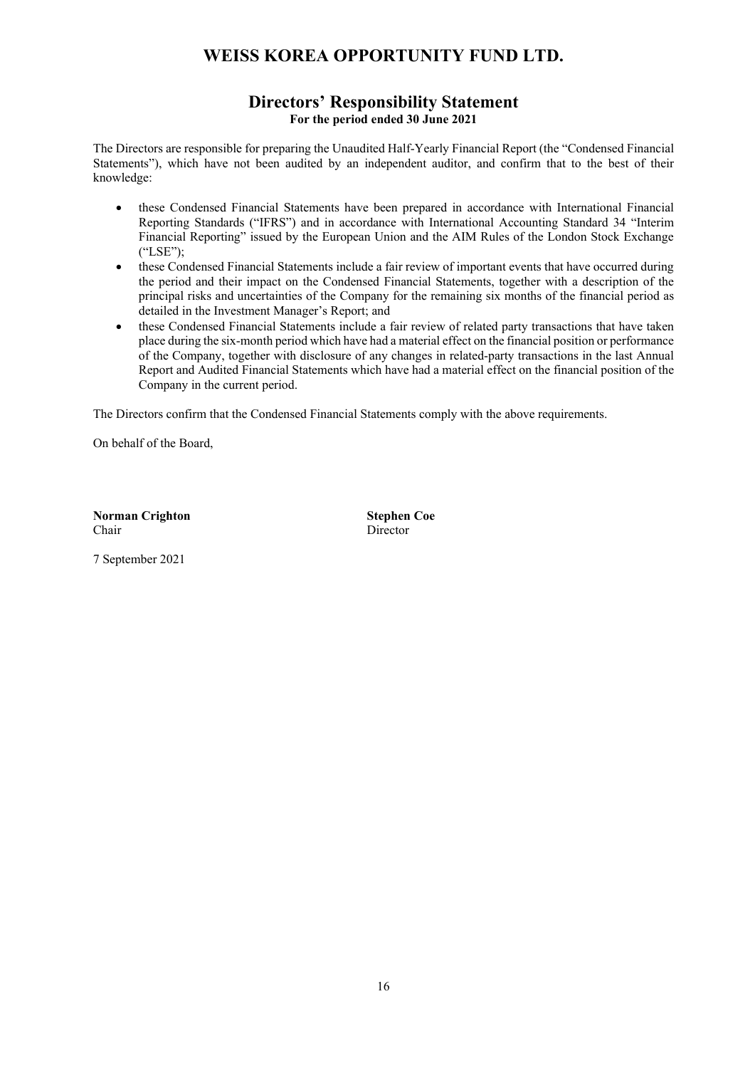# WEISS KOREA OPPORTUNITY FUND LTD.

## Directors' Responsibility Statement

**For the period ended 30 June 2021**

The Directors are responsible for preparing the Unaudited Half-Yearly Financial Report (the "Condensed Financial Statements"), which have not been audited by an independent auditor, and confirm that to the best of their knowledge:

- these Condensed Financial Statements have been prepared in accordance with International Financial Reporting Standards ("IFRS") and in accordance with International Accounting Standard 34 "Interim Financial Reporting" issued by the European Union and the AIM Rules of the London Stock Exchange ("LSE");
- these Condensed Financial Statements include a fair review of important events that have occurred during the period and their impact on the Condensed Financial Statements, together with a description of the principal risks and uncertainties of the Company for the remaining six months of the financial period as detailed in the Investment Manager's Report; and
- these Condensed Financial Statements include a fair review of related party transactions that have taken place during the six-month period which have had a material effect on the financial position or performance of the Company, together with disclosure of any changes in related-party transactions in the last Annual Report and Audited Financial Statements which have had a material effect on the financial position of the Company in the current period.

The Directors confirm that the Condensed Financial Statements comply with the above requirements.

On behalf of the Board,

**Norman Crighton**
Chair

**Stephen Coe**
Director

7 September 2021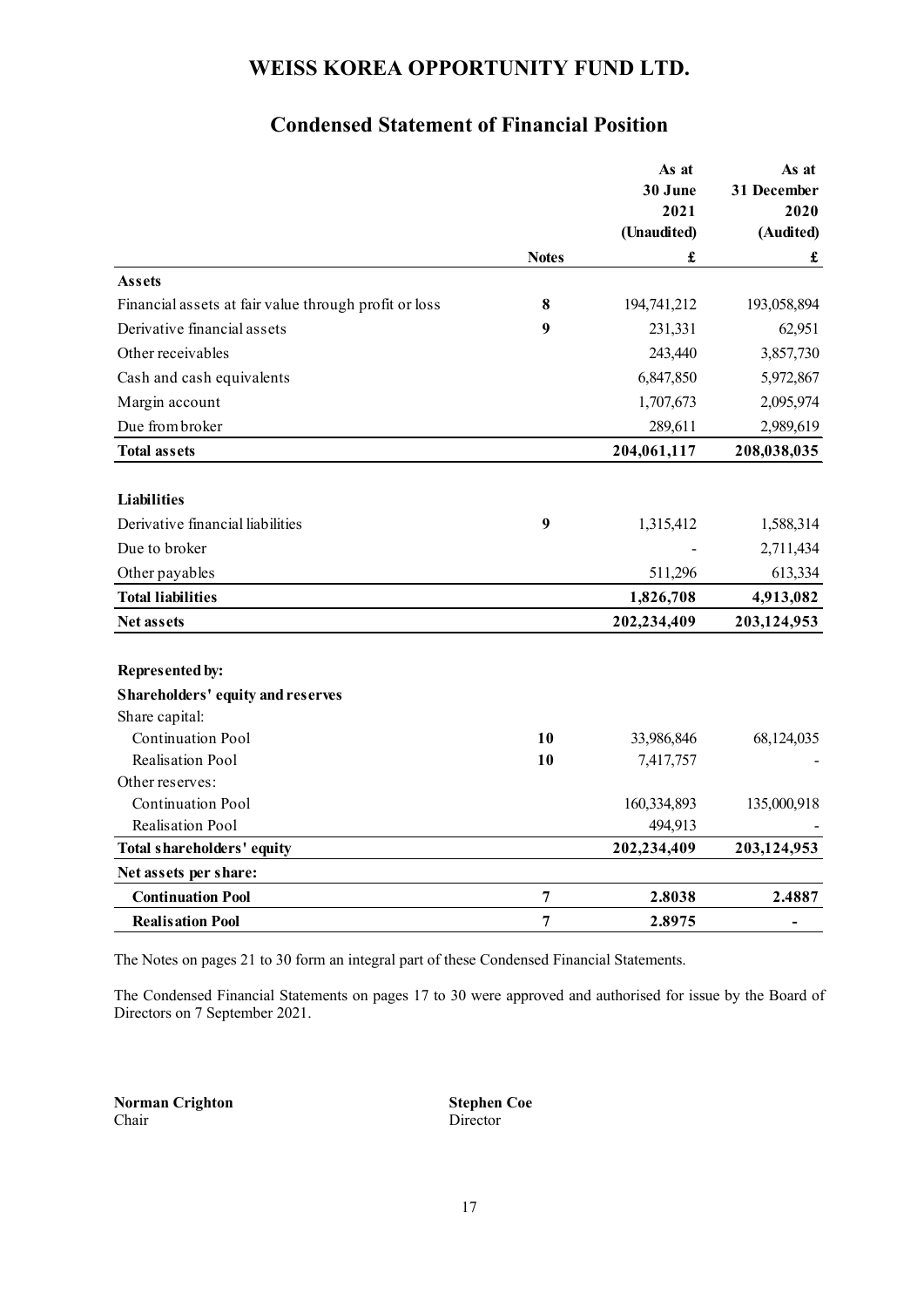# WEISS KOREA OPPORTUNITY FUND LTD.

## Condensed Statement of Financial Position

| | Notes | As at 30 June 2021 (Unaudited) £ | As at 31 December 2020 (Audited) £ |
|---|---|---|---|
| **Assets** | | | |
| Financial assets at fair value through profit or loss | 8 | 194,741,212 | 193,058,894 |
| Derivative financial assets | 9 | 231,331 | 62,951 |
| Other receivables | | 243,440 | 3,857,730 |
| Cash and cash equivalents | | 6,847,850 | 5,972,867 |
| Margin account | | 1,707,673 | 2,095,974 |
| Due from broker | | 289,611 | 2,989,619 |
| **Total assets** | | **204,061,117** | **208,038,035** |
| **Liabilities** | | | |
| Derivative financial liabilities | 9 | 1,315,412 | 1,588,314 |
| Due to broker | | - | 2,711,434 |
| Other payables | | 511,296 | 613,334 |
| **Total liabilities** | | **1,826,708** | **4,913,082** |
| **Net assets** | | **202,234,409** | **203,124,953** |
| **Represented by:** | | | |
| **Shareholders' equity and reserves** | | | |
| Share capital: | | | |
| Continuation Pool | 10 | 33,986,846 | 68,124,035 |
| Realisation Pool | 10 | 7,417,757 | - |
| Other reserves: | | | |
| Continuation Pool | | 160,334,893 | 135,000,918 |
| Realisation Pool | | 494,913 | - |
| **Total shareholders' equity** | | **202,234,409** | **203,124,953** |
| **Net assets per share:** | | | |
| **Continuation Pool** | 7 | **2.8038** | **2.4887** |
| **Realisation Pool** | 7 | **2.8975** | **-** |

The Notes on pages 21 to 30 form an integral part of these Condensed Financial Statements.

The Condensed Financial Statements on pages 17 to 30 were approved and authorised for issue by the Board of Directors on 7 September 2021.

**Norman Crighton**
Chair

**Stephen Coe**
Director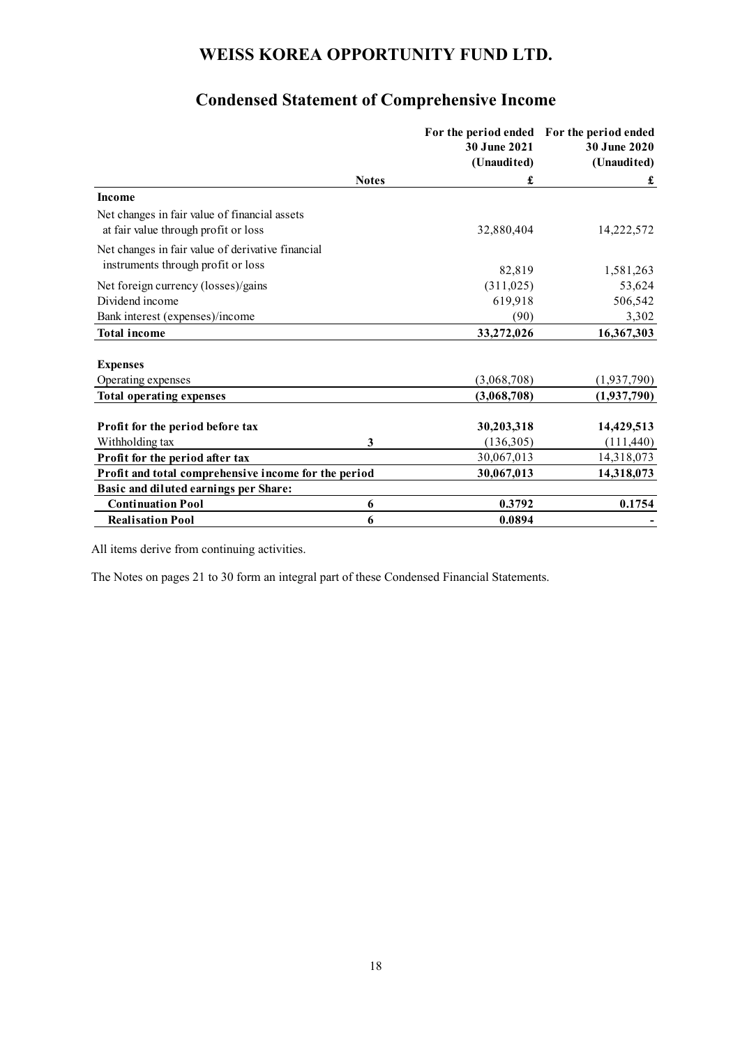# WEISS KOREA OPPORTUNITY FUND LTD.

## Condensed Statement of Comprehensive Income

| | Notes | For the period ended 30 June 2021 (Unaudited) | For the period ended 30 June 2020 (Unaudited) |
|---|---|---|---|
| | | £ | £ |
| **Income** | | | |
| Net changes in fair value of financial assets at fair value through profit or loss | | 32,880,404 | 14,222,572 |
| Net changes in fair value of derivative financial instruments through profit or loss | | 82,819 | 1,581,263 |
| Net foreign currency (losses)/gains | | (311,025) | 53,624 |
| Dividend income | | 619,918 | 506,542 |
| Bank interest (expenses)/income | | (90) | 3,302 |
| **Total income** | | **33,272,026** | **16,367,303** |
| **Expenses** | | | |
| Operating expenses | | (3,068,708) | (1,937,790) |
| **Total operating expenses** | | **(3,068,708)** | **(1,937,790)** |
| **Profit for the period before tax** | | **30,203,318** | **14,429,513** |
| Withholding tax | 3 | (136,305) | (111,440) |
| **Profit for the period after tax** | | 30,067,013 | 14,318,073 |
| **Profit and total comprehensive income for the period** | | **30,067,013** | **14,318,073** |
| **Basic and diluted earnings per Share:** | | | |
| **Continuation Pool** | 6 | **0.3792** | **0.1754** |
| **Realisation Pool** | 6 | **0.0894** | **-** |

All items derive from continuing activities.

The Notes on pages 21 to 30 form an integral part of these Condensed Financial Statements.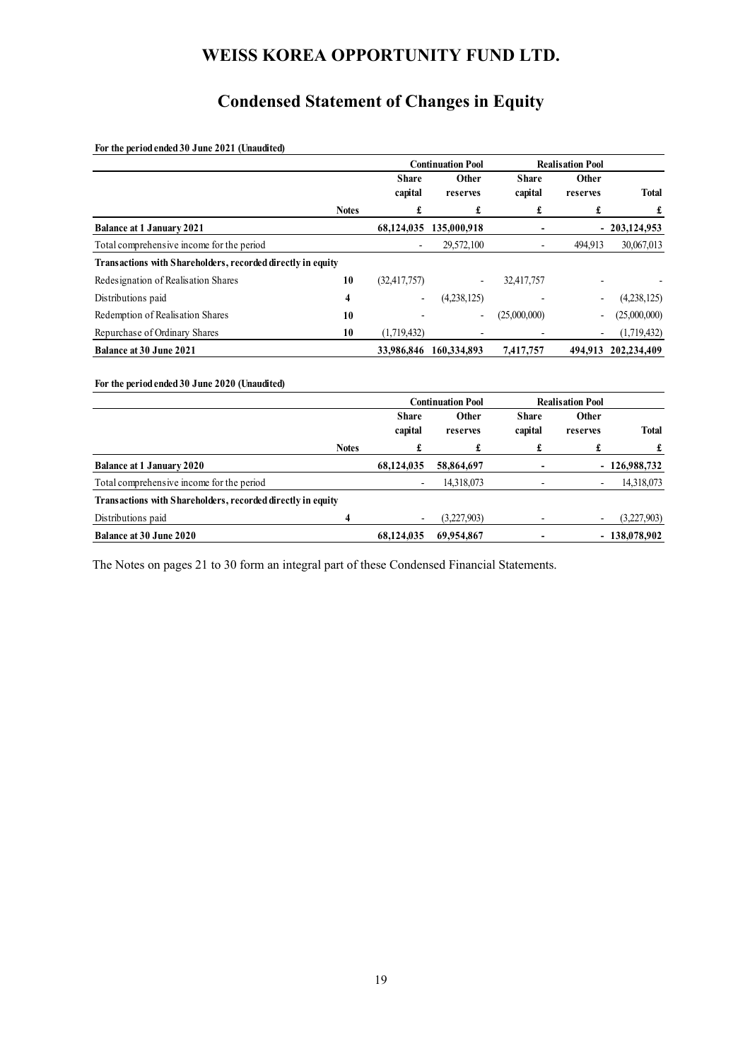# WEISS KOREA OPPORTUNITY FUND LTD.

## Condensed Statement of Changes in Equity

**For the period ended 30 June 2021 (Unaudited)**

| | | Continuation Pool | | Realisation Pool | | |
|---|---|---|---|---|---|---|
| | | **Share capital** | **Other reserves** | **Share capital** | **Other reserves** | **Total** |
| | **Notes** | **£** | **£** | **£** | **£** | **£** |
| **Balance at 1 January 2021** | | **68,124,035** | **135,000,918** | **-** | **-** | **203,124,953** |
| Total comprehensive income for the period | | - | 29,572,100 | - | 494,913 | 30,067,013 |
| **Transactions with Shareholders, recorded directly in equity** | | | | | | |
| Redesignation of Realisation Shares | 10 | (32,417,757) | - | 32,417,757 | - | - |
| Distributions paid | 4 | - | (4,238,125) | - | - | (4,238,125) |
| Redemption of Realisation Shares | 10 | - | - | (25,000,000) | - | (25,000,000) |
| Repurchase of Ordinary Shares | 10 | (1,719,432) | - | - | - | (1,719,432) |
| **Balance at 30 June 2021** | | **33,986,846** | **160,334,893** | **7,417,757** | **494,913** | **202,234,409** |

**For the period ended 30 June 2020 (Unaudited)**

| | | Continuation Pool | | Realisation Pool | | |
|---|---|---|---|---|---|---|
| | | **Share capital** | **Other reserves** | **Share capital** | **Other reserves** | **Total** |
| | **Notes** | **£** | **£** | **£** | **£** | **£** |
| **Balance at 1 January 2020** | | **68,124,035** | **58,864,697** | **-** | **-** | **126,988,732** |
| Total comprehensive income for the period | | - | 14,318,073 | - | - | 14,318,073 |
| **Transactions with Shareholders, recorded directly in equity** | | | | | | |
| Distributions paid | 4 | - | (3,227,903) | - | - | (3,227,903) |
| **Balance at 30 June 2020** | | **68,124,035** | **69,954,867** | **-** | **-** | **138,078,902** |

The Notes on pages 21 to 30 form an integral part of these Condensed Financial Statements.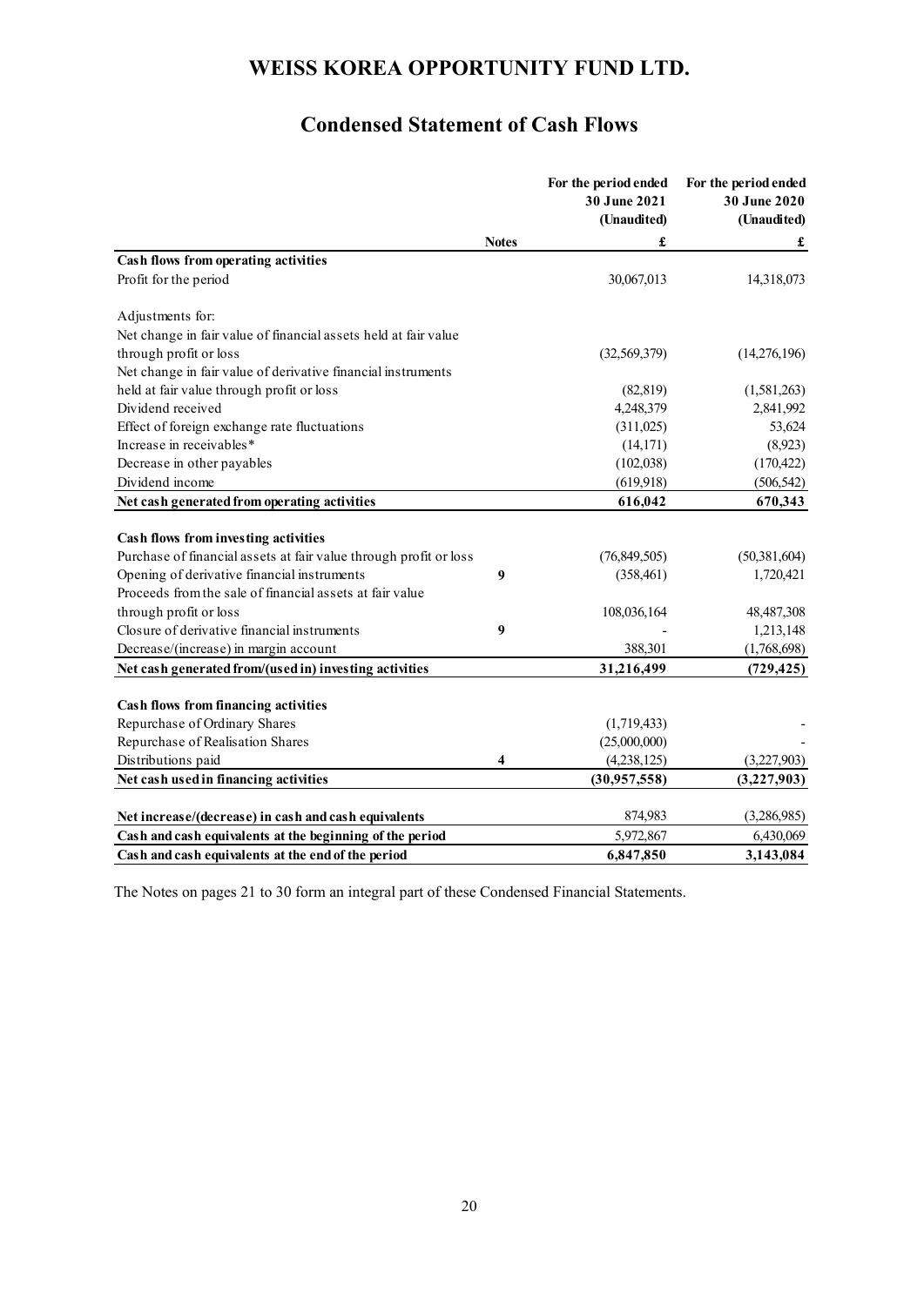# WEISS KOREA OPPORTUNITY FUND LTD.

## Condensed Statement of Cash Flows

| | Notes | For the period ended 30 June 2021 (Unaudited) £ | For the period ended 30 June 2020 (Unaudited) £ |
|---|---|---|---|
| **Cash flows from operating activities** | | | |
| Profit for the period | | 30,067,013 | 14,318,073 |
| Adjustments for: | | | |
| Net change in fair value of financial assets held at fair value through profit or loss | | (32,569,379) | (14,276,196) |
| Net change in fair value of derivative financial instruments held at fair value through profit or loss | | (82,819) | (1,581,263) |
| Dividend received | | 4,248,379 | 2,841,992 |
| Effect of foreign exchange rate fluctuations | | (311,025) | 53,624 |
| Increase in receivables* | | (14,171) | (8,923) |
| Decrease in other payables | | (102,038) | (170,422) |
| Dividend income | | (619,918) | (506,542) |
| **Net cash generated from operating activities** | | **616,042** | **670,343** |
| **Cash flows from investing activities** | | | |
| Purchase of financial assets at fair value through profit or loss | | (76,849,505) | (50,381,604) |
| Opening of derivative financial instruments | 9 | (358,461) | 1,720,421 |
| Proceeds from the sale of financial assets at fair value through profit or loss | | 108,036,164 | 48,487,308 |
| Closure of derivative financial instruments | 9 | - | 1,213,148 |
| Decrease/(increase) in margin account | | 388,301 | (1,768,698) |
| **Net cash generated from/(used in) investing activities** | | **31,216,499** | **(729,425)** |
| **Cash flows from financing activities** | | | |
| Repurchase of Ordinary Shares | | (1,719,433) | - |
| Repurchase of Realisation Shares | | (25,000,000) | - |
| Distributions paid | 4 | (4,238,125) | (3,227,903) |
| **Net cash used in financing activities** | | **(30,957,558)** | **(3,227,903)** |
| **Net increase/(decrease) in cash and cash equivalents** | | 874,983 | (3,286,985) |
| **Cash and cash equivalents at the beginning of the period** | | 5,972,867 | 6,430,069 |
| **Cash and cash equivalents at the end of the period** | | **6,847,850** | **3,143,084** |

The Notes on pages 21 to 30 form an integral part of these Condensed Financial Statements.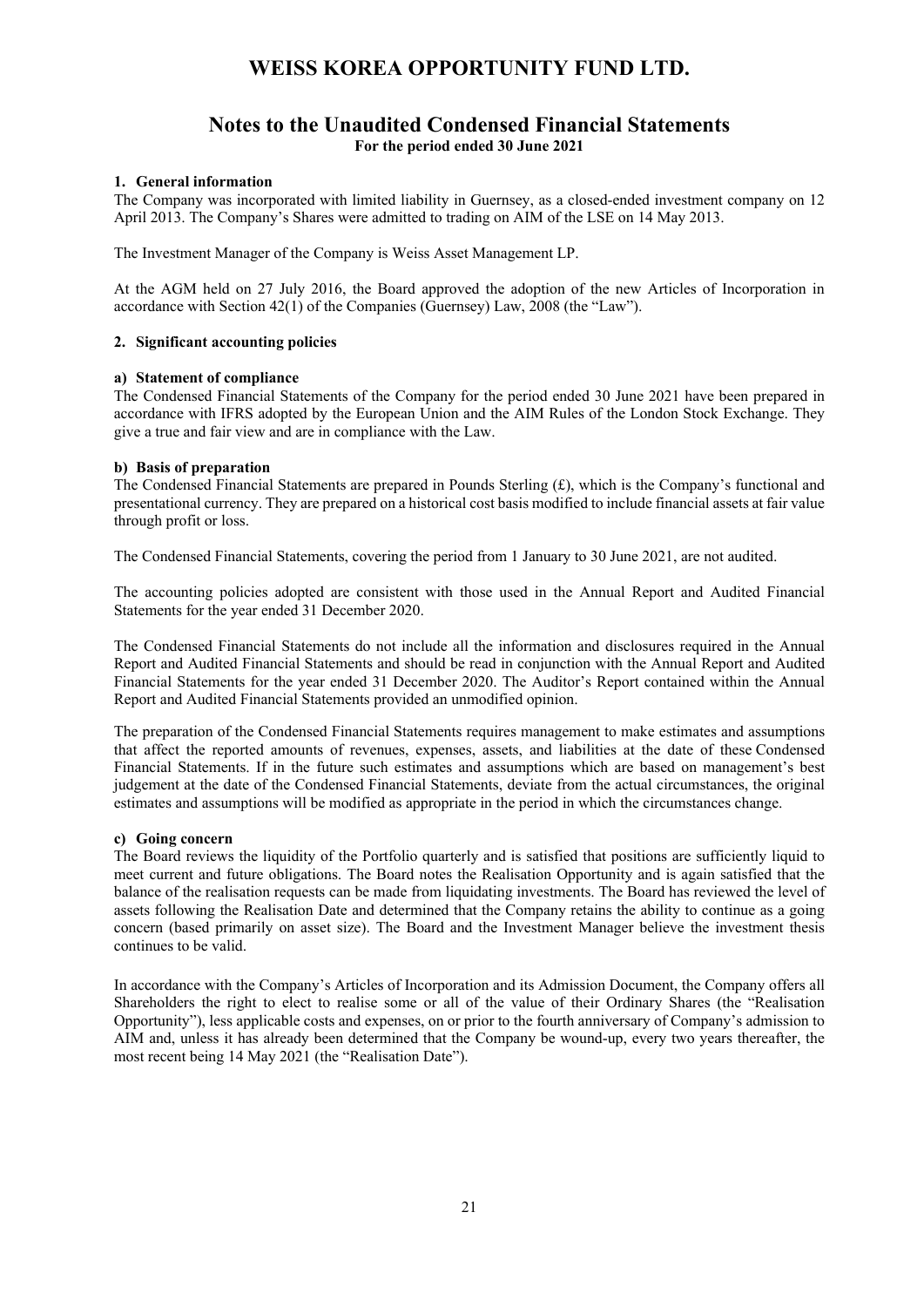# WEISS KOREA OPPORTUNITY FUND LTD.

## Notes to the Unaudited Condensed Financial Statements

**For the period ended 30 June 2021**

### 1. General information

The Company was incorporated with limited liability in Guernsey, as a closed-ended investment company on 12 April 2013. The Company's Shares were admitted to trading on AIM of the LSE on 14 May 2013.

The Investment Manager of the Company is Weiss Asset Management LP.

At the AGM held on 27 July 2016, the Board approved the adoption of the new Articles of Incorporation in accordance with Section 42(1) of the Companies (Guernsey) Law, 2008 (the "Law").

### 2. Significant accounting policies

#### a) Statement of compliance

The Condensed Financial Statements of the Company for the period ended 30 June 2021 have been prepared in accordance with IFRS adopted by the European Union and the AIM Rules of the London Stock Exchange. They give a true and fair view and are in compliance with the Law.

#### b) Basis of preparation

The Condensed Financial Statements are prepared in Pounds Sterling (£), which is the Company's functional and presentational currency. They are prepared on a historical cost basis modified to include financial assets at fair value through profit or loss.

The Condensed Financial Statements, covering the period from 1 January to 30 June 2021, are not audited.

The accounting policies adopted are consistent with those used in the Annual Report and Audited Financial Statements for the year ended 31 December 2020.

The Condensed Financial Statements do not include all the information and disclosures required in the Annual Report and Audited Financial Statements and should be read in conjunction with the Annual Report and Audited Financial Statements for the year ended 31 December 2020. The Auditor's Report contained within the Annual Report and Audited Financial Statements provided an unmodified opinion.

The preparation of the Condensed Financial Statements requires management to make estimates and assumptions that affect the reported amounts of revenues, expenses, assets, and liabilities at the date of these Condensed Financial Statements. If in the future such estimates and assumptions which are based on management's best judgement at the date of the Condensed Financial Statements, deviate from the actual circumstances, the original estimates and assumptions will be modified as appropriate in the period in which the circumstances change.

#### c) Going concern

The Board reviews the liquidity of the Portfolio quarterly and is satisfied that positions are sufficiently liquid to meet current and future obligations. The Board notes the Realisation Opportunity and is again satisfied that the balance of the realisation requests can be made from liquidating investments. The Board has reviewed the level of assets following the Realisation Date and determined that the Company retains the ability to continue as a going concern (based primarily on asset size). The Board and the Investment Manager believe the investment thesis continues to be valid.

In accordance with the Company's Articles of Incorporation and its Admission Document, the Company offers all Shareholders the right to elect to realise some or all of the value of their Ordinary Shares (the "Realisation Opportunity"), less applicable costs and expenses, on or prior to the fourth anniversary of Company's admission to AIM and, unless it has already been determined that the Company be wound-up, every two years thereafter, the most recent being 14 May 2021 (the "Realisation Date").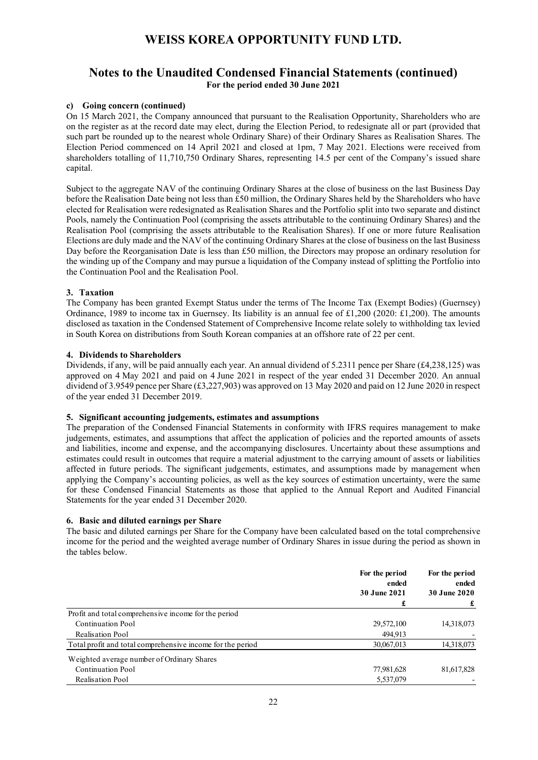# WEISS KOREA OPPORTUNITY FUND LTD.

## Notes to the Unaudited Condensed Financial Statements (continued)

**For the period ended 30 June 2021**

**c) Going concern (continued)**

On 15 March 2021, the Company announced that pursuant to the Realisation Opportunity, Shareholders who are on the register as at the record date may elect, during the Election Period, to redesignate all or part (provided that such part be rounded up to the nearest whole Ordinary Share) of their Ordinary Shares as Realisation Shares. The Election Period commenced on 14 April 2021 and closed at 1pm, 7 May 2021. Elections were received from shareholders totalling of 11,710,750 Ordinary Shares, representing 14.5 per cent of the Company's issued share capital.

Subject to the aggregate NAV of the continuing Ordinary Shares at the close of business on the last Business Day before the Realisation Date being not less than £50 million, the Ordinary Shares held by the Shareholders who have elected for Realisation were redesignated as Realisation Shares and the Portfolio split into two separate and distinct Pools, namely the Continuation Pool (comprising the assets attributable to the continuing Ordinary Shares) and the Realisation Pool (comprising the assets attributable to the Realisation Shares). If one or more future Realisation Elections are duly made and the NAV of the continuing Ordinary Shares at the close of business on the last Business Day before the Reorganisation Date is less than £50 million, the Directors may propose an ordinary resolution for the winding up of the Company and may pursue a liquidation of the Company instead of splitting the Portfolio into the Continuation Pool and the Realisation Pool.

### 3. Taxation

The Company has been granted Exempt Status under the terms of The Income Tax (Exempt Bodies) (Guernsey) Ordinance, 1989 to income tax in Guernsey. Its liability is an annual fee of £1,200 (2020: £1,200). The amounts disclosed as taxation in the Condensed Statement of Comprehensive Income relate solely to withholding tax levied in South Korea on distributions from South Korean companies at an offshore rate of 22 per cent.

### 4. Dividends to Shareholders

Dividends, if any, will be paid annually each year. An annual dividend of 5.2311 pence per Share (£4,238,125) was approved on 4 May 2021 and paid on 4 June 2021 in respect of the year ended 31 December 2020. An annual dividend of 3.9549 pence per Share (£3,227,903) was approved on 13 May 2020 and paid on 12 June 2020 in respect of the year ended 31 December 2019.

### 5. Significant accounting judgements, estimates and assumptions

The preparation of the Condensed Financial Statements in conformity with IFRS requires management to make judgements, estimates, and assumptions that affect the application of policies and the reported amounts of assets and liabilities, income and expense, and the accompanying disclosures. Uncertainty about these assumptions and estimates could result in outcomes that require a material adjustment to the carrying amount of assets or liabilities affected in future periods. The significant judgements, estimates, and assumptions made by management when applying the Company's accounting policies, as well as the key sources of estimation uncertainty, were the same for these Condensed Financial Statements as those that applied to the Annual Report and Audited Financial Statements for the year ended 31 December 2020.

### 6. Basic and diluted earnings per Share

The basic and diluted earnings per Share for the Company have been calculated based on the total comprehensive income for the period and the weighted average number of Ordinary Shares in issue during the period as shown in the tables below.

| | For the period ended 30 June 2021 £ | For the period ended 30 June 2020 £ |
|---|---|---|
| Profit and total comprehensive income for the period | | |
| Continuation Pool | 29,572,100 | 14,318,073 |
| Realisation Pool | 494,913 | - |
| Total profit and total comprehensive income for the period | 30,067,013 | 14,318,073 |
| Weighted average number of Ordinary Shares | | |
| Continuation Pool | 77,981,628 | 81,617,828 |
| Realisation Pool | 5,537,079 | - |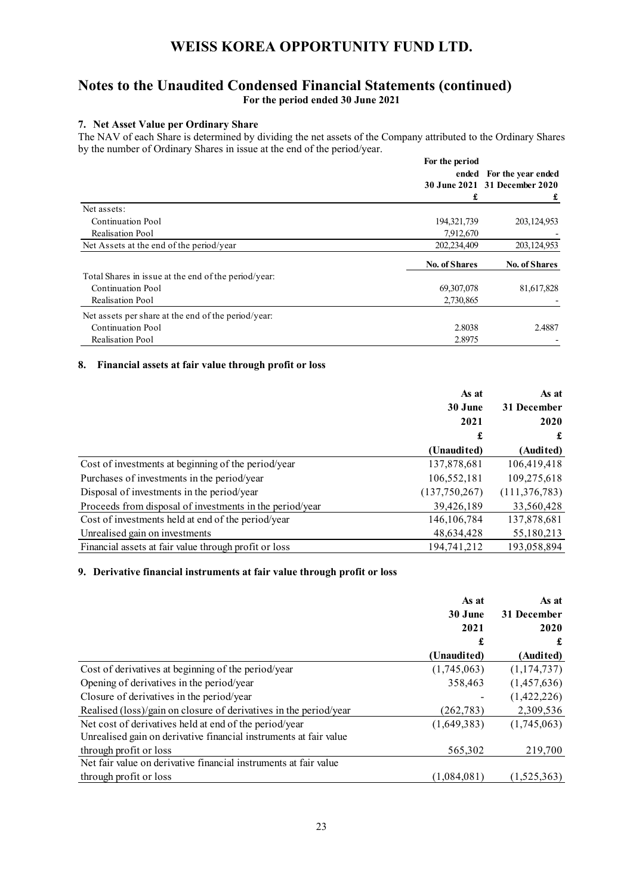# WEISS KOREA OPPORTUNITY FUND LTD.

## Notes to the Unaudited Condensed Financial Statements (continued)

**For the period ended 30 June 2021**

### 7. Net Asset Value per Ordinary Share

The NAV of each Share is determined by dividing the net assets of the Company attributed to the Ordinary Shares by the number of Ordinary Shares in issue at the end of the period/year.

| | For the period ended 30 June 2021 | For the year ended 31 December 2020 |
|---|---|---|
| | £ | £ |
| Net assets: | | |
| Continuation Pool | 194,321,739 | 203,124,953 |
| Realisation Pool | 7,912,670 | - |
| Net Assets at the end of the period/year | 202,234,409 | 203,124,953 |
| | **No. of Shares** | **No. of Shares** |
| Total Shares in issue at the end of the period/year: | | |
| Continuation Pool | 69,307,078 | 81,617,828 |
| Realisation Pool | 2,730,865 | - |
| Net assets per share at the end of the period/year: | | |
| Continuation Pool | 2.8038 | 2.4887 |
| Realisation Pool | 2.8975 | - |

### 8. Financial assets at fair value through profit or loss

| | As at 30 June 2021 | As at 31 December 2020 |
|---|---|---|
| | £ | £ |
| | (Unaudited) | (Audited) |
| Cost of investments at beginning of the period/year | 137,878,681 | 106,419,418 |
| Purchases of investments in the period/year | 106,552,181 | 109,275,618 |
| Disposal of investments in the period/year | (137,750,267) | (111,376,783) |
| Proceeds from disposal of investments in the period/year | 39,426,189 | 33,560,428 |
| Cost of investments held at end of the period/year | 146,106,784 | 137,878,681 |
| Unrealised gain on investments | 48,634,428 | 55,180,213 |
| Financial assets at fair value through profit or loss | 194,741,212 | 193,058,894 |

### 9. Derivative financial instruments at fair value through profit or loss

| | As at 30 June 2021 | As at 31 December 2020 |
|---|---|---|
| | £ | £ |
| | (Unaudited) | (Audited) |
| Cost of derivatives at beginning of the period/year | (1,745,063) | (1,174,737) |
| Opening of derivatives in the period/year | 358,463 | (1,457,636) |
| Closure of derivatives in the period/year | - | (1,422,226) |
| Realised (loss)/gain on closure of derivatives in the period/year | (262,783) | 2,309,536 |
| Net cost of derivatives held at end of the period/year | (1,649,383) | (1,745,063) |
| Unrealised gain on derivative financial instruments at fair value through profit or loss | 565,302 | 219,700 |
| Net fair value on derivative financial instruments at fair value through profit or loss | (1,084,081) | (1,525,363) |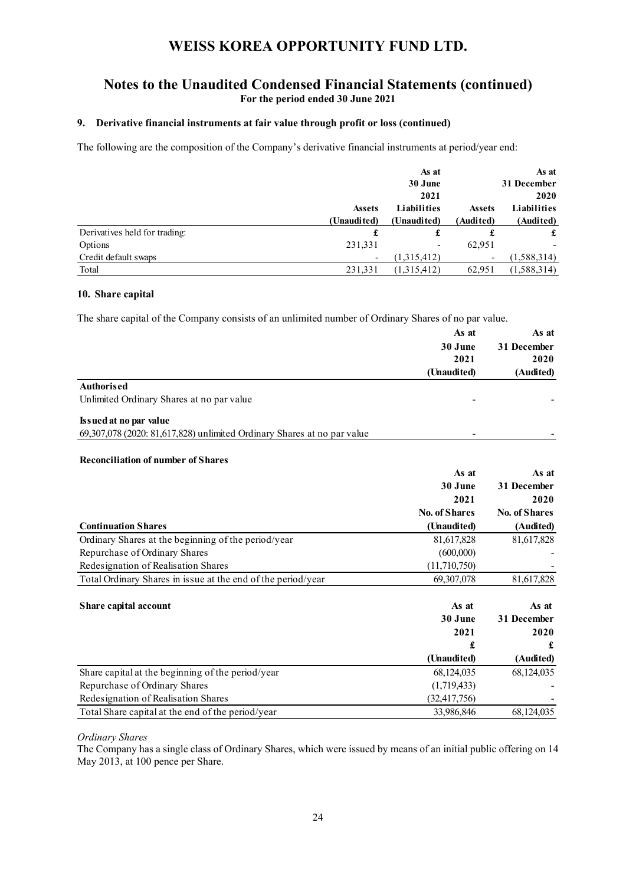# WEISS KOREA OPPORTUNITY FUND LTD.

## Notes to the Unaudited Condensed Financial Statements (continued)

**For the period ended 30 June 2021**

### 9. Derivative financial instruments at fair value through profit or loss (continued)

The following are the composition of the Company's derivative financial instruments at period/year end:

| | Assets (Unaudited) | As at 30 June 2021 Liabilities (Unaudited) | Assets (Audited) | As at 31 December 2020 Liabilities (Audited) |
|---|---|---|---|---|
| Derivatives held for trading: | £ | £ | £ | £ |
| Options | 231,331 | - | 62,951 | - |
| Credit default swaps | - | (1,315,412) | - | (1,588,314) |
| Total | 231,331 | (1,315,412) | 62,951 | (1,588,314) |

### 10. Share capital

The share capital of the Company consists of an unlimited number of Ordinary Shares of no par value.

| | As at 30 June 2021 (Unaudited) | As at 31 December 2020 (Audited) |
|---|---|---|
| **Authorised** | | |
| Unlimited Ordinary Shares at no par value | - | - |
| **Issued at no par value** | | |
| 69,307,078 (2020: 81,617,828) unlimited Ordinary Shares at no par value | - | - |

**Reconciliation of number of Shares**

| **Continuation Shares** | As at 30 June 2021 No. of Shares (Unaudited) | As at 31 December 2020 No. of Shares (Audited) |
|---|---|---|
| Ordinary Shares at the beginning of the period/year | 81,617,828 | 81,617,828 |
| Repurchase of Ordinary Shares | (600,000) | - |
| Redesignation of Realisation Shares | (11,710,750) | - |
| Total Ordinary Shares in issue at the end of the period/year | 69,307,078 | 81,617,828 |

| **Share capital account** | As at 30 June 2021 £ (Unaudited) | As at 31 December 2020 £ (Audited) |
|---|---|---|
| Share capital at the beginning of the period/year | 68,124,035 | 68,124,035 |
| Repurchase of Ordinary Shares | (1,719,433) | - |
| Redesignation of Realisation Shares | (32,417,756) | - |
| Total Share capital at the end of the period/year | 33,986,846 | 68,124,035 |

*Ordinary Shares*

The Company has a single class of Ordinary Shares, which were issued by means of an initial public offering on 14 May 2013, at 100 pence per Share.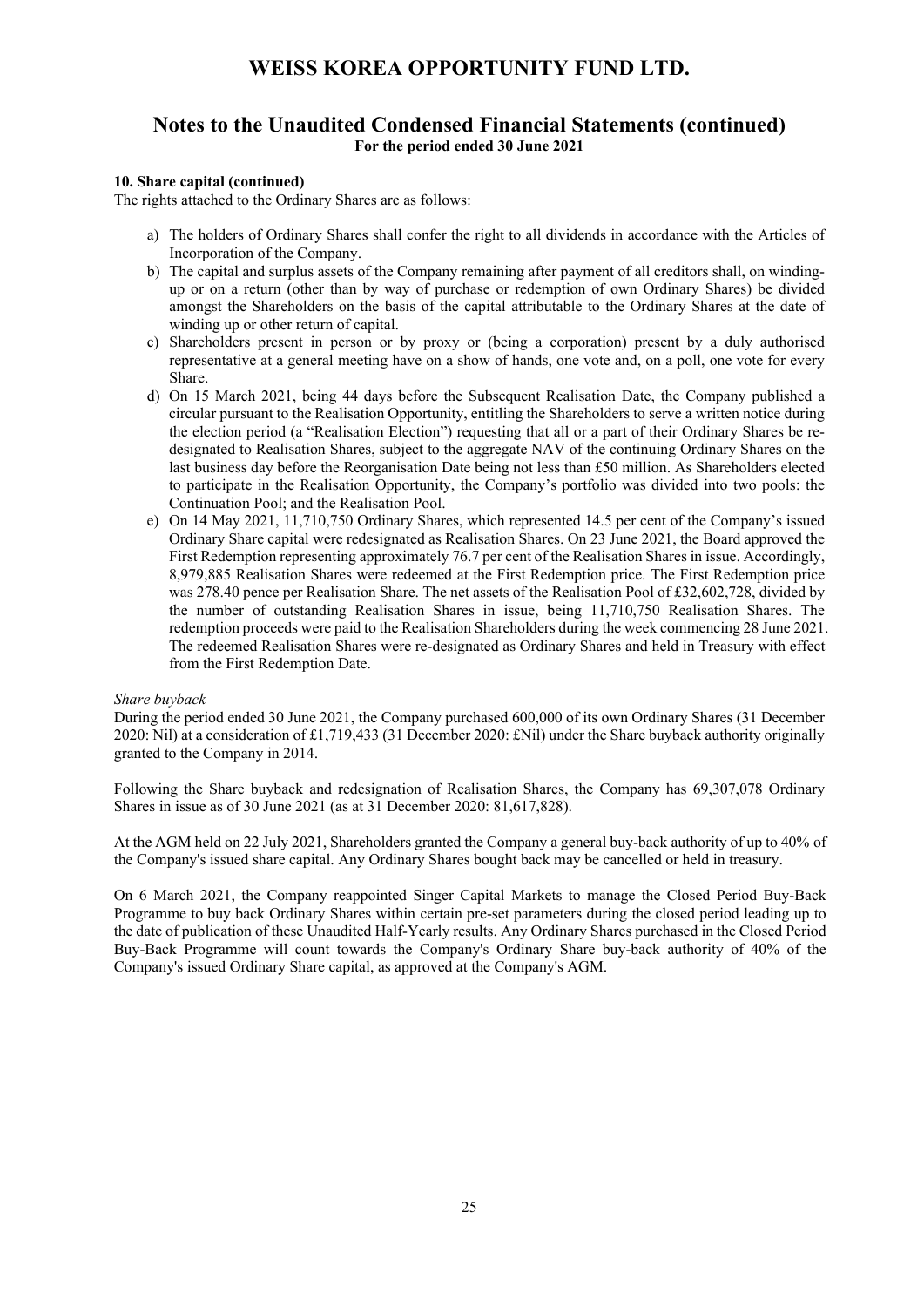# WEISS KOREA OPPORTUNITY FUND LTD.

## Notes to the Unaudited Condensed Financial Statements (continued)

**For the period ended 30 June 2021**

**10. Share capital (continued)**

The rights attached to the Ordinary Shares are as follows:

a) The holders of Ordinary Shares shall confer the right to all dividends in accordance with the Articles of Incorporation of the Company.
b) The capital and surplus assets of the Company remaining after payment of all creditors shall, on winding-up or on a return (other than by way of purchase or redemption of own Ordinary Shares) be divided amongst the Shareholders on the basis of the capital attributable to the Ordinary Shares at the date of winding up or other return of capital.
c) Shareholders present in person or by proxy or (being a corporation) present by a duly authorised representative at a general meeting have on a show of hands, one vote and, on a poll, one vote for every Share.
d) On 15 March 2021, being 44 days before the Subsequent Realisation Date, the Company published a circular pursuant to the Realisation Opportunity, entitling the Shareholders to serve a written notice during the election period (a "Realisation Election") requesting that all or a part of their Ordinary Shares be re-designated to Realisation Shares, subject to the aggregate NAV of the continuing Ordinary Shares on the last business day before the Reorganisation Date being not less than £50 million. As Shareholders elected to participate in the Realisation Opportunity, the Company's portfolio was divided into two pools: the Continuation Pool; and the Realisation Pool.
e) On 14 May 2021, 11,710,750 Ordinary Shares, which represented 14.5 per cent of the Company's issued Ordinary Share capital were redesignated as Realisation Shares. On 23 June 2021, the Board approved the First Redemption representing approximately 76.7 per cent of the Realisation Shares in issue. Accordingly, 8,979,885 Realisation Shares were redeemed at the First Redemption price. The First Redemption price was 278.40 pence per Realisation Share. The net assets of the Realisation Pool of £32,602,728, divided by the number of outstanding Realisation Shares in issue, being 11,710,750 Realisation Shares. The redemption proceeds were paid to the Realisation Shareholders during the week commencing 28 June 2021. The redeemed Realisation Shares were re-designated as Ordinary Shares and held in Treasury with effect from the First Redemption Date.

*Share buyback*

During the period ended 30 June 2021, the Company purchased 600,000 of its own Ordinary Shares (31 December 2020: Nil) at a consideration of £1,719,433 (31 December 2020: £Nil) under the Share buyback authority originally granted to the Company in 2014.

Following the Share buyback and redesignation of Realisation Shares, the Company has 69,307,078 Ordinary Shares in issue as of 30 June 2021 (as at 31 December 2020: 81,617,828).

At the AGM held on 22 July 2021, Shareholders granted the Company a general buy-back authority of up to 40% of the Company's issued share capital. Any Ordinary Shares bought back may be cancelled or held in treasury.

On 6 March 2021, the Company reappointed Singer Capital Markets to manage the Closed Period Buy-Back Programme to buy back Ordinary Shares within certain pre-set parameters during the closed period leading up to the date of publication of these Unaudited Half-Yearly results. Any Ordinary Shares purchased in the Closed Period Buy-Back Programme will count towards the Company's Ordinary Share buy-back authority of 40% of the Company's issued Ordinary Share capital, as approved at the Company's AGM.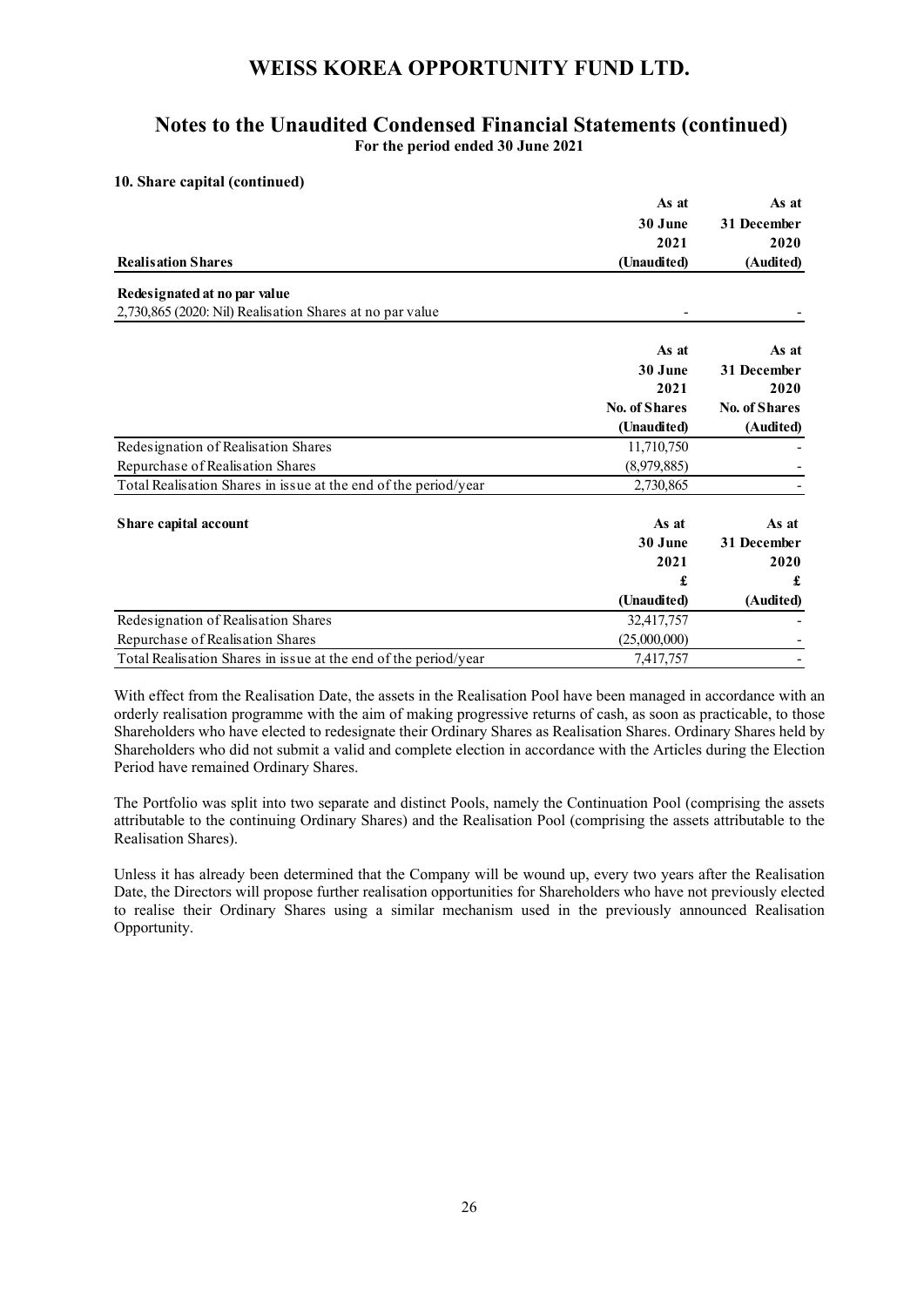# WEISS KOREA OPPORTUNITY FUND LTD.

## Notes to the Unaudited Condensed Financial Statements (continued)

**For the period ended 30 June 2021**

### 10. Share capital (continued)

| **Realisation Shares** | **As at 30 June 2021 (Unaudited)** | **As at 31 December 2020 (Audited)** |
|---|---|---|
| **Redesignated at no par value** | | |
| 2,730,865 (2020: Nil) Realisation Shares at no par value | - | - |

| | **As at 30 June 2021 No. of Shares (Unaudited)** | **As at 31 December 2020 No. of Shares (Audited)** |
|---|---|---|
| Redesignation of Realisation Shares | 11,710,750 | - |
| Repurchase of Realisation Shares | (8,979,885) | - |
| Total Realisation Shares in issue at the end of the period/year | 2,730,865 | - |

| **Share capital account** | **As at 30 June 2021 £ (Unaudited)** | **As at 31 December 2020 £ (Audited)** |
|---|---|---|
| Redesignation of Realisation Shares | 32,417,757 | - |
| Repurchase of Realisation Shares | (25,000,000) | - |
| Total Realisation Shares in issue at the end of the period/year | 7,417,757 | - |

With effect from the Realisation Date, the assets in the Realisation Pool have been managed in accordance with an orderly realisation programme with the aim of making progressive returns of cash, as soon as practicable, to those Shareholders who have elected to redesignate their Ordinary Shares as Realisation Shares. Ordinary Shares held by Shareholders who did not submit a valid and complete election in accordance with the Articles during the Election Period have remained Ordinary Shares.

The Portfolio was split into two separate and distinct Pools, namely the Continuation Pool (comprising the assets attributable to the continuing Ordinary Shares) and the Realisation Pool (comprising the assets attributable to the Realisation Shares).

Unless it has already been determined that the Company will be wound up, every two years after the Realisation Date, the Directors will propose further realisation opportunities for Shareholders who have not previously elected to realise their Ordinary Shares using a similar mechanism used in the previously announced Realisation Opportunity.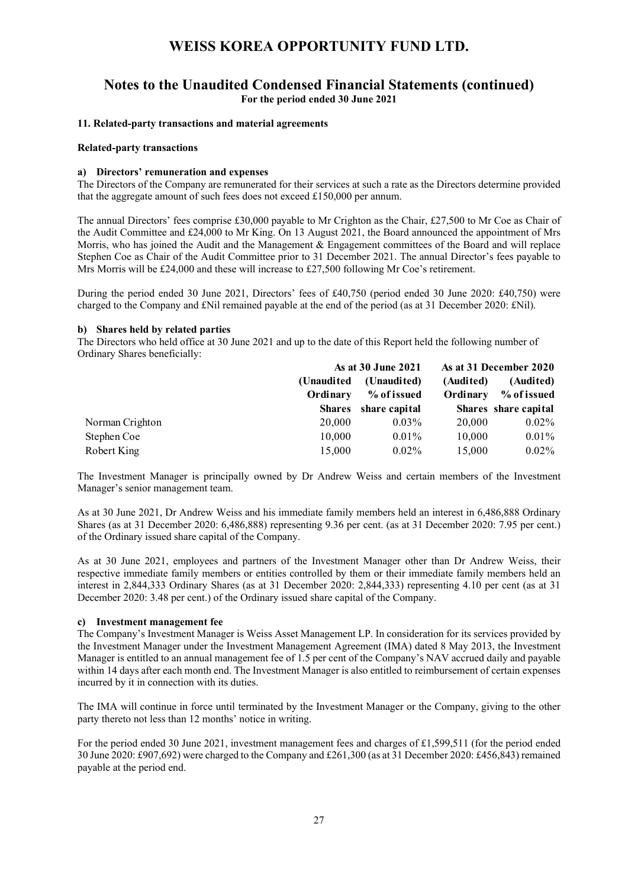# WEISS KOREA OPPORTUNITY FUND LTD.

## Notes to the Unaudited Condensed Financial Statements (continued)

**For the period ended 30 June 2021**

### 11. Related-party transactions and material agreements

**Related-party transactions**

**a) Directors' remuneration and expenses**

The Directors of the Company are remunerated for their services at such a rate as the Directors determine provided that the aggregate amount of such fees does not exceed £150,000 per annum.

The annual Directors' fees comprise £30,000 payable to Mr Crighton as the Chair, £27,500 to Mr Coe as Chair of the Audit Committee and £24,000 to Mr King. On 13 August 2021, the Board announced the appointment of Mrs Morris, who has joined the Audit and the Management & Engagement committees of the Board and will replace Stephen Coe as Chair of the Audit Committee prior to 31 December 2021. The annual Director's fees payable to Mrs Morris will be £24,000 and these will increase to £27,500 following Mr Coe's retirement.

During the period ended 30 June 2021, Directors' fees of £40,750 (period ended 30 June 2020: £40,750) were charged to the Company and £Nil remained payable at the end of the period (as at 31 December 2020: £Nil).

**b) Shares held by related parties**

The Directors who held office at 30 June 2021 and up to the date of this Report held the following number of Ordinary Shares beneficially:

| | As at 30 June 2021 | | As at 31 December 2020 | |
|---|---|---|---|---|
| | (Unaudited Ordinary Shares | (Unaudited) % of issued share capital | (Audited) Ordinary Shares | (Audited) % of issued share capital |
| Norman Crighton | 20,000 | 0.03% | 20,000 | 0.02% |
| Stephen Coe | 10,000 | 0.01% | 10,000 | 0.01% |
| Robert King | 15,000 | 0.02% | 15,000 | 0.02% |

The Investment Manager is principally owned by Dr Andrew Weiss and certain members of the Investment Manager's senior management team.

As at 30 June 2021, Dr Andrew Weiss and his immediate family members held an interest in 6,486,888 Ordinary Shares (as at 31 December 2020: 6,486,888) representing 9.36 per cent. (as at 31 December 2020: 7.95 per cent.) of the Ordinary issued share capital of the Company.

As at 30 June 2021, employees and partners of the Investment Manager other than Dr Andrew Weiss, their respective immediate family members or entities controlled by them or their immediate family members held an interest in 2,844,333 Ordinary Shares (as at 31 December 2020: 2,844,333) representing 4.10 per cent (as at 31 December 2020: 3.48 per cent.) of the Ordinary issued share capital of the Company.

**c) Investment management fee**

The Company's Investment Manager is Weiss Asset Management LP. In consideration for its services provided by the Investment Manager under the Investment Management Agreement (IMA) dated 8 May 2013, the Investment Manager is entitled to an annual management fee of 1.5 per cent of the Company's NAV accrued daily and payable within 14 days after each month end. The Investment Manager is also entitled to reimbursement of certain expenses incurred by it in connection with its duties.

The IMA will continue in force until terminated by the Investment Manager or the Company, giving to the other party thereto not less than 12 months' notice in writing.

For the period ended 30 June 2021, investment management fees and charges of £1,599,511 (for the period ended 30 June 2020: £907,692) were charged to the Company and £261,300 (as at 31 December 2020: £456,843) remained payable at the period end.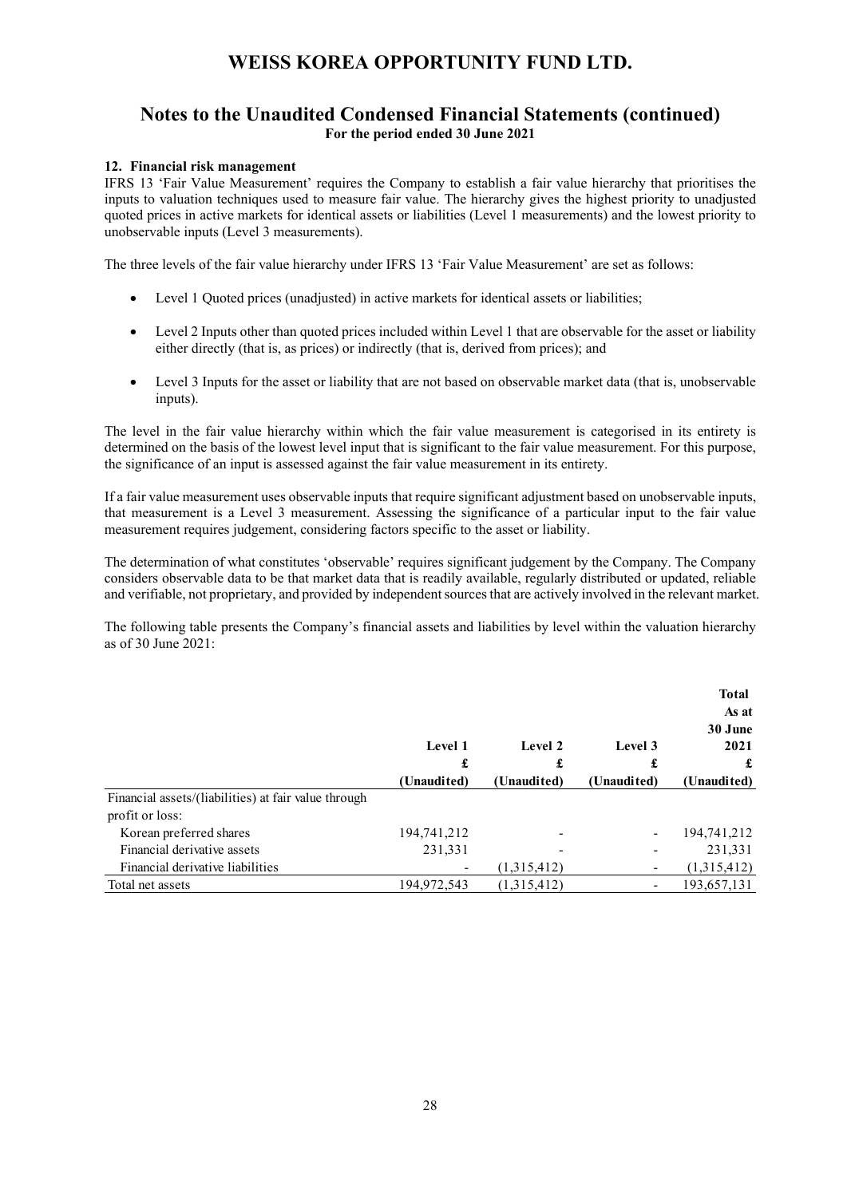# WEISS KOREA OPPORTUNITY FUND LTD.

## Notes to the Unaudited Condensed Financial Statements (continued)

**For the period ended 30 June 2021**

### 12. Financial risk management

IFRS 13 'Fair Value Measurement' requires the Company to establish a fair value hierarchy that prioritises the inputs to valuation techniques used to measure fair value. The hierarchy gives the highest priority to unadjusted quoted prices in active markets for identical assets or liabilities (Level 1 measurements) and the lowest priority to unobservable inputs (Level 3 measurements).

The three levels of the fair value hierarchy under IFRS 13 'Fair Value Measurement' are set as follows:

- Level 1 Quoted prices (unadjusted) in active markets for identical assets or liabilities;
- Level 2 Inputs other than quoted prices included within Level 1 that are observable for the asset or liability either directly (that is, as prices) or indirectly (that is, derived from prices); and
- Level 3 Inputs for the asset or liability that are not based on observable market data (that is, unobservable inputs).

The level in the fair value hierarchy within which the fair value measurement is categorised in its entirety is determined on the basis of the lowest level input that is significant to the fair value measurement. For this purpose, the significance of an input is assessed against the fair value measurement in its entirety.

If a fair value measurement uses observable inputs that require significant adjustment based on unobservable inputs, that measurement is a Level 3 measurement. Assessing the significance of a particular input to the fair value measurement requires judgement, considering factors specific to the asset or liability.

The determination of what constitutes 'observable' requires significant judgement by the Company. The Company considers observable data to be that market data that is readily available, regularly distributed or updated, reliable and verifiable, not proprietary, and provided by independent sources that are actively involved in the relevant market.

The following table presents the Company's financial assets and liabilities by level within the valuation hierarchy as of 30 June 2021:

| | Level 1<br>£<br>(Unaudited) | Level 2<br>£<br>(Unaudited) | Level 3<br>£<br>(Unaudited) | Total<br>As at<br>30 June<br>2021<br>£<br>(Unaudited) |
|---|---|---|---|---|
| Financial assets/(liabilities) at fair value through profit or loss: | | | | |
| Korean preferred shares | 194,741,212 | - | - | 194,741,212 |
| Financial derivative assets | 231,331 | - | - | 231,331 |
| Financial derivative liabilities | - | (1,315,412) | - | (1,315,412) |
| Total net assets | 194,972,543 | (1,315,412) | - | 193,657,131 |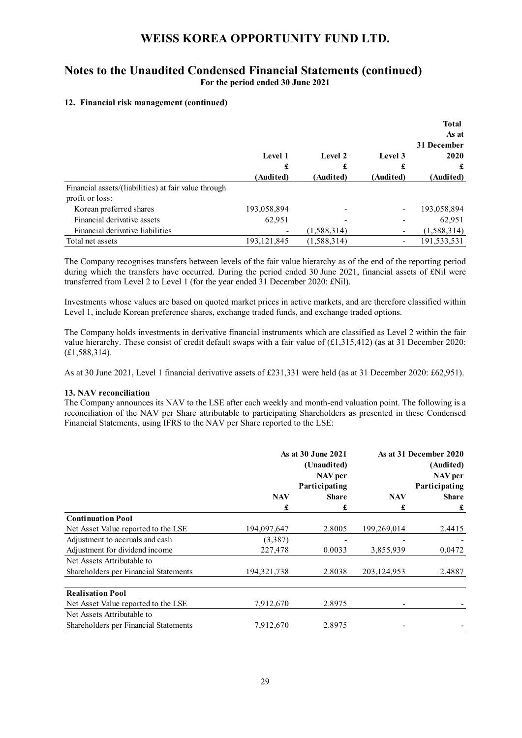# WEISS KOREA OPPORTUNITY FUND LTD.

## Notes to the Unaudited Condensed Financial Statements (continued)

**For the period ended 30 June 2021**

### 12. Financial risk management (continued)

| | Level 1 £ (Audited) | Level 2 £ (Audited) | Level 3 £ (Audited) | Total As at 31 December 2020 £ (Audited) |
|---|---|---|---|---|
| Financial assets/(liabilities) at fair value through profit or loss: | | | | |
| Korean preferred shares | 193,058,894 | - | - | 193,058,894 |
| Financial derivative assets | 62,951 | - | - | 62,951 |
| Financial derivative liabilities | - | (1,588,314) | - | (1,588,314) |
| Total net assets | 193,121,845 | (1,588,314) | - | 191,533,531 |

The Company recognises transfers between levels of the fair value hierarchy as of the end of the reporting period during which the transfers have occurred. During the period ended 30 June 2021, financial assets of £Nil were transferred from Level 2 to Level 1 (for the year ended 31 December 2020: £Nil).

Investments whose values are based on quoted market prices in active markets, and are therefore classified within Level 1, include Korean preference shares, exchange traded funds, and exchange traded options.

The Company holds investments in derivative financial instruments which are classified as Level 2 within the fair value hierarchy. These consist of credit default swaps with a fair value of (£1,315,412) (as at 31 December 2020: (£1,588,314).

As at 30 June 2021, Level 1 financial derivative assets of £231,331 were held (as at 31 December 2020: £62,951).

### 13. NAV reconciliation

The Company announces its NAV to the LSE after each weekly and month-end valuation point. The following is a reconciliation of the NAV per Share attributable to participating Shareholders as presented in these Condensed Financial Statements, using IFRS to the NAV per Share reported to the LSE:

| | As at 30 June 2021 (Unaudited) | | As at 31 December 2020 (Audited) | |
|---|---|---|---|---|
| | NAV £ | NAV per Participating Share £ | NAV £ | NAV per Participating Share £ |
| **Continuation Pool** | | | | |
| Net Asset Value reported to the LSE | 194,097,647 | 2.8005 | 199,269,014 | 2.4415 |
| Adjustment to accruals and cash | (3,387) | - | - | - |
| Adjustment for dividend income | 227,478 | 0.0033 | 3,855,939 | 0.0472 |
| Net Assets Attributable to Shareholders per Financial Statements | 194,321,738 | 2.8038 | 203,124,953 | 2.4887 |
| **Realisation Pool** | | | | |
| Net Asset Value reported to the LSE | 7,912,670 | 2.8975 | - | - |
| Net Assets Attributable to Shareholders per Financial Statements | 7,912,670 | 2.8975 | - | - |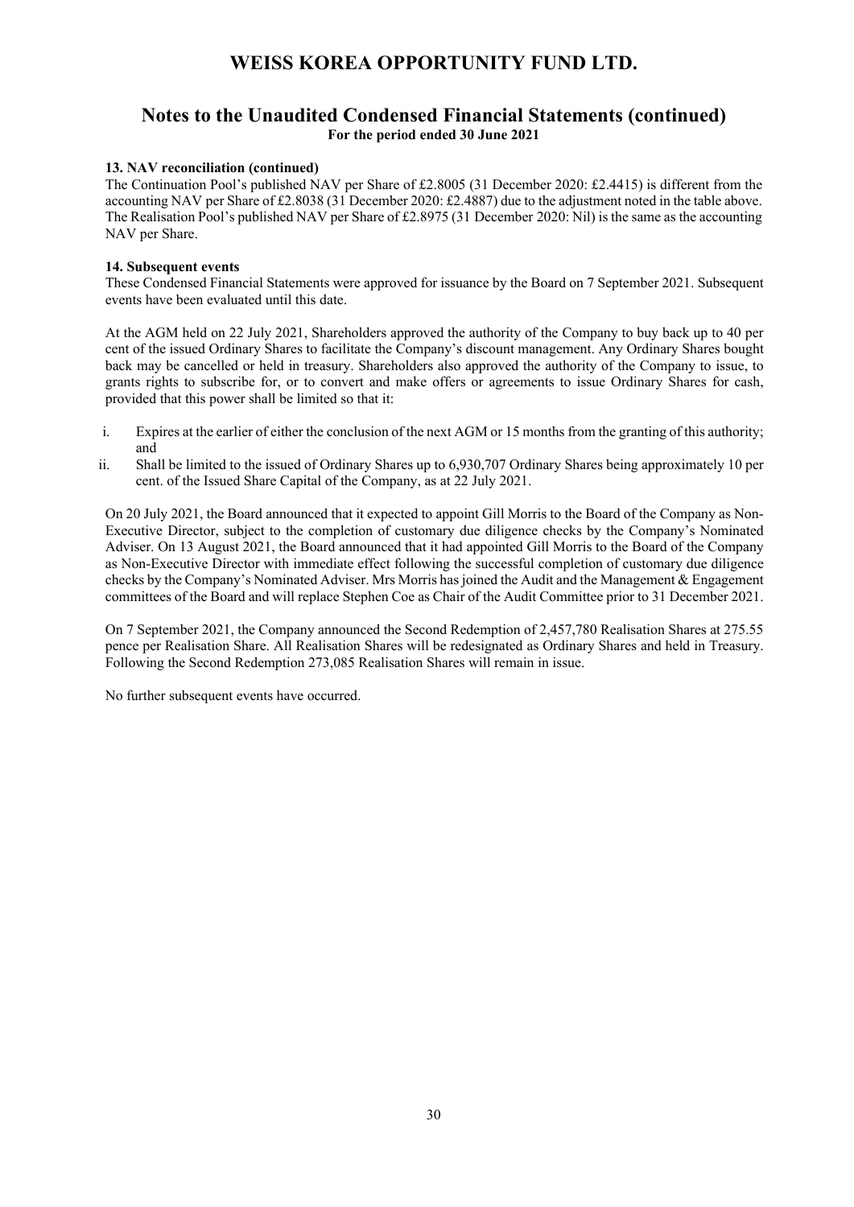# WEISS KOREA OPPORTUNITY FUND LTD.

## Notes to the Unaudited Condensed Financial Statements (continued)

**For the period ended 30 June 2021**

**13. NAV reconciliation (continued)**

The Continuation Pool's published NAV per Share of £2.8005 (31 December 2020: £2.4415) is different from the accounting NAV per Share of £2.8038 (31 December 2020: £2.4887) due to the adjustment noted in the table above. The Realisation Pool's published NAV per Share of £2.8975 (31 December 2020: Nil) is the same as the accounting NAV per Share.

**14. Subsequent events**

These Condensed Financial Statements were approved for issuance by the Board on 7 September 2021. Subsequent events have been evaluated until this date.

At the AGM held on 22 July 2021, Shareholders approved the authority of the Company to buy back up to 40 per cent of the issued Ordinary Shares to facilitate the Company's discount management. Any Ordinary Shares bought back may be cancelled or held in treasury. Shareholders also approved the authority of the Company to issue, to grants rights to subscribe for, or to convert and make offers or agreements to issue Ordinary Shares for cash, provided that this power shall be limited so that it:

i. Expires at the earlier of either the conclusion of the next AGM or 15 months from the granting of this authority; and
ii. Shall be limited to the issued of Ordinary Shares up to 6,930,707 Ordinary Shares being approximately 10 per cent. of the Issued Share Capital of the Company, as at 22 July 2021.

On 20 July 2021, the Board announced that it expected to appoint Gill Morris to the Board of the Company as Non-Executive Director, subject to the completion of customary due diligence checks by the Company's Nominated Adviser. On 13 August 2021, the Board announced that it had appointed Gill Morris to the Board of the Company as Non-Executive Director with immediate effect following the successful completion of customary due diligence checks by the Company's Nominated Adviser. Mrs Morris has joined the Audit and the Management & Engagement committees of the Board and will replace Stephen Coe as Chair of the Audit Committee prior to 31 December 2021.

On 7 September 2021, the Company announced the Second Redemption of 2,457,780 Realisation Shares at 275.55 pence per Realisation Share. All Realisation Shares will be redesignated as Ordinary Shares and held in Treasury. Following the Second Redemption 273,085 Realisation Shares will remain in issue.

No further subsequent events have occurred.